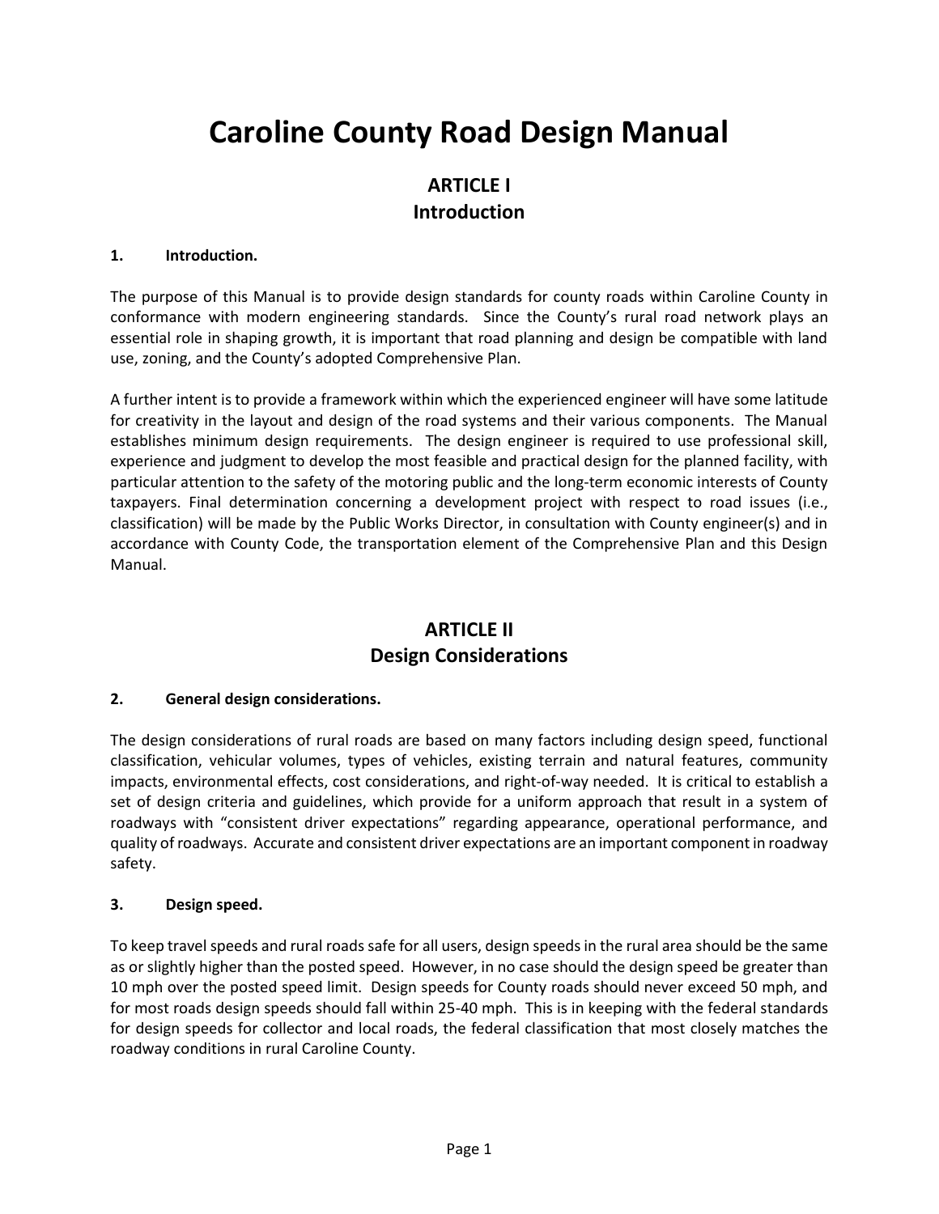# Caroline County Road Design Manual

## ARTICLE I
## Introduction

**1. Introduction.**

The purpose of this Manual is to provide design standards for county roads within Caroline County in conformance with modern engineering standards. Since the County's rural road network plays an essential role in shaping growth, it is important that road planning and design be compatible with land use, zoning, and the County's adopted Comprehensive Plan.

A further intent is to provide a framework within which the experienced engineer will have some latitude for creativity in the layout and design of the road systems and their various components. The Manual establishes minimum design requirements. The design engineer is required to use professional skill, experience and judgment to develop the most feasible and practical design for the planned facility, with particular attention to the safety of the motoring public and the long-term economic interests of County taxpayers. Final determination concerning a development project with respect to road issues (i.e., classification) will be made by the Public Works Director, in consultation with County engineer(s) and in accordance with County Code, the transportation element of the Comprehensive Plan and this Design Manual.

## ARTICLE II
## Design Considerations

**2. General design considerations.**

The design considerations of rural roads are based on many factors including design speed, functional classification, vehicular volumes, types of vehicles, existing terrain and natural features, community impacts, environmental effects, cost considerations, and right-of-way needed. It is critical to establish a set of design criteria and guidelines, which provide for a uniform approach that result in a system of roadways with "consistent driver expectations" regarding appearance, operational performance, and quality of roadways. Accurate and consistent driver expectations are an important component in roadway safety.

**3. Design speed.**

To keep travel speeds and rural roads safe for all users, design speeds in the rural area should be the same as or slightly higher than the posted speed. However, in no case should the design speed be greater than 10 mph over the posted speed limit. Design speeds for County roads should never exceed 50 mph, and for most roads design speeds should fall within 25-40 mph. This is in keeping with the federal standards for design speeds for collector and local roads, the federal classification that most closely matches the roadway conditions in rural Caroline County.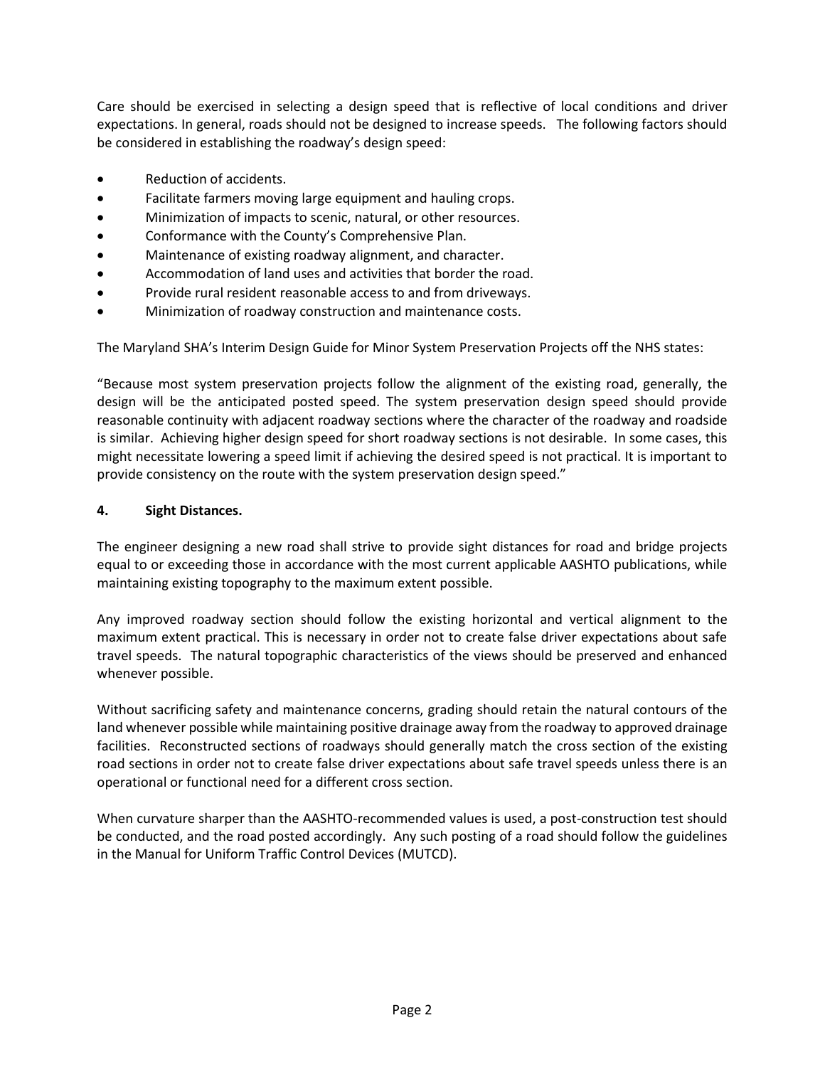Care should be exercised in selecting a design speed that is reflective of local conditions and driver expectations. In general, roads should not be designed to increase speeds. The following factors should be considered in establishing the roadway's design speed:

- Reduction of accidents.
- Facilitate farmers moving large equipment and hauling crops.
- Minimization of impacts to scenic, natural, or other resources.
- Conformance with the County's Comprehensive Plan.
- Maintenance of existing roadway alignment, and character.
- Accommodation of land uses and activities that border the road.
- Provide rural resident reasonable access to and from driveways.
- Minimization of roadway construction and maintenance costs.

The Maryland SHA's Interim Design Guide for Minor System Preservation Projects off the NHS states:

"Because most system preservation projects follow the alignment of the existing road, generally, the design will be the anticipated posted speed. The system preservation design speed should provide reasonable continuity with adjacent roadway sections where the character of the roadway and roadside is similar. Achieving higher design speed for short roadway sections is not desirable. In some cases, this might necessitate lowering a speed limit if achieving the desired speed is not practical. It is important to provide consistency on the route with the system preservation design speed."

**4. Sight Distances.**

The engineer designing a new road shall strive to provide sight distances for road and bridge projects equal to or exceeding those in accordance with the most current applicable AASHTO publications, while maintaining existing topography to the maximum extent possible.

Any improved roadway section should follow the existing horizontal and vertical alignment to the maximum extent practical. This is necessary in order not to create false driver expectations about safe travel speeds. The natural topographic characteristics of the views should be preserved and enhanced whenever possible.

Without sacrificing safety and maintenance concerns, grading should retain the natural contours of the land whenever possible while maintaining positive drainage away from the roadway to approved drainage facilities. Reconstructed sections of roadways should generally match the cross section of the existing road sections in order not to create false driver expectations about safe travel speeds unless there is an operational or functional need for a different cross section.

When curvature sharper than the AASHTO-recommended values is used, a post-construction test should be conducted, and the road posted accordingly. Any such posting of a road should follow the guidelines in the Manual for Uniform Traffic Control Devices (MUTCD).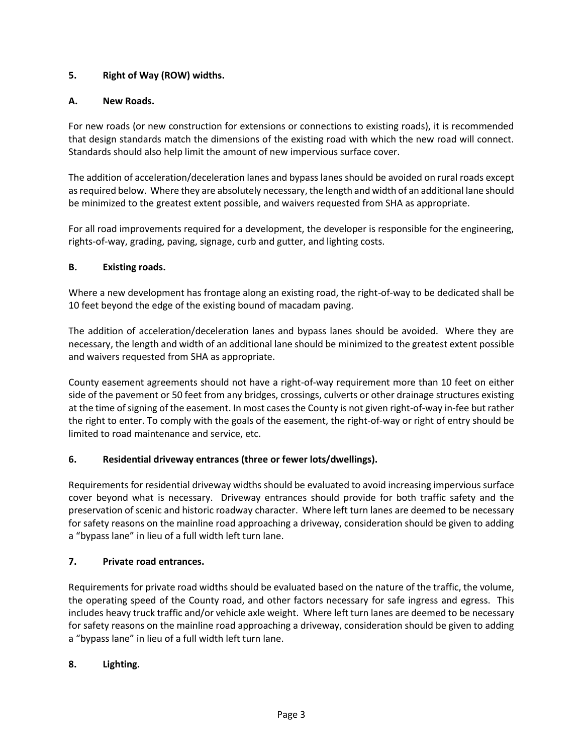## 5. Right of Way (ROW) widths.

### A. New Roads.

For new roads (or new construction for extensions or connections to existing roads), it is recommended that design standards match the dimensions of the existing road with which the new road will connect. Standards should also help limit the amount of new impervious surface cover.

The addition of acceleration/deceleration lanes and bypass lanes should be avoided on rural roads except as required below. Where they are absolutely necessary, the length and width of an additional lane should be minimized to the greatest extent possible, and waivers requested from SHA as appropriate.

For all road improvements required for a development, the developer is responsible for the engineering, rights-of-way, grading, paving, signage, curb and gutter, and lighting costs.

### B. Existing roads.

Where a new development has frontage along an existing road, the right-of-way to be dedicated shall be 10 feet beyond the edge of the existing bound of macadam paving.

The addition of acceleration/deceleration lanes and bypass lanes should be avoided. Where they are necessary, the length and width of an additional lane should be minimized to the greatest extent possible and waivers requested from SHA as appropriate.

County easement agreements should not have a right-of-way requirement more than 10 feet on either side of the pavement or 50 feet from any bridges, crossings, culverts or other drainage structures existing at the time of signing of the easement. In most cases the County is not given right-of-way in-fee but rather the right to enter. To comply with the goals of the easement, the right-of-way or right of entry should be limited to road maintenance and service, etc.

## 6. Residential driveway entrances (three or fewer lots/dwellings).

Requirements for residential driveway widths should be evaluated to avoid increasing impervious surface cover beyond what is necessary. Driveway entrances should provide for both traffic safety and the preservation of scenic and historic roadway character. Where left turn lanes are deemed to be necessary for safety reasons on the mainline road approaching a driveway, consideration should be given to adding a "bypass lane" in lieu of a full width left turn lane.

## 7. Private road entrances.

Requirements for private road widths should be evaluated based on the nature of the traffic, the volume, the operating speed of the County road, and other factors necessary for safe ingress and egress. This includes heavy truck traffic and/or vehicle axle weight. Where left turn lanes are deemed to be necessary for safety reasons on the mainline road approaching a driveway, consideration should be given to adding a "bypass lane" in lieu of a full width left turn lane.

## 8. Lighting.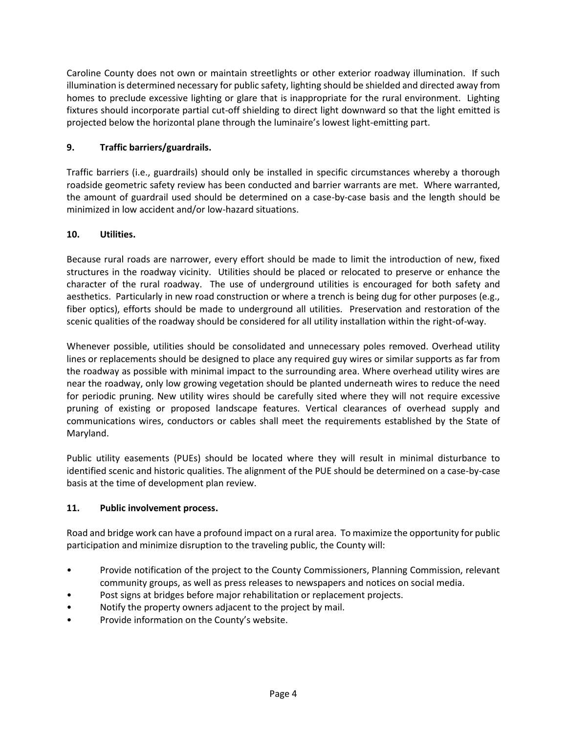Caroline County does not own or maintain streetlights or other exterior roadway illumination. If such illumination is determined necessary for public safety, lighting should be shielded and directed away from homes to preclude excessive lighting or glare that is inappropriate for the rural environment. Lighting fixtures should incorporate partial cut-off shielding to direct light downward so that the light emitted is projected below the horizontal plane through the luminaire's lowest light-emitting part.

**9. Traffic barriers/guardrails.**

Traffic barriers (i.e., guardrails) should only be installed in specific circumstances whereby a thorough roadside geometric safety review has been conducted and barrier warrants are met. Where warranted, the amount of guardrail used should be determined on a case-by-case basis and the length should be minimized in low accident and/or low-hazard situations.

**10. Utilities.**

Because rural roads are narrower, every effort should be made to limit the introduction of new, fixed structures in the roadway vicinity. Utilities should be placed or relocated to preserve or enhance the character of the rural roadway. The use of underground utilities is encouraged for both safety and aesthetics. Particularly in new road construction or where a trench is being dug for other purposes (e.g., fiber optics), efforts should be made to underground all utilities. Preservation and restoration of the scenic qualities of the roadway should be considered for all utility installation within the right-of-way.

Whenever possible, utilities should be consolidated and unnecessary poles removed. Overhead utility lines or replacements should be designed to place any required guy wires or similar supports as far from the roadway as possible with minimal impact to the surrounding area. Where overhead utility wires are near the roadway, only low growing vegetation should be planted underneath wires to reduce the need for periodic pruning. New utility wires should be carefully sited where they will not require excessive pruning of existing or proposed landscape features. Vertical clearances of overhead supply and communications wires, conductors or cables shall meet the requirements established by the State of Maryland.

Public utility easements (PUEs) should be located where they will result in minimal disturbance to identified scenic and historic qualities. The alignment of the PUE should be determined on a case-by-case basis at the time of development plan review.

**11. Public involvement process.**

Road and bridge work can have a profound impact on a rural area. To maximize the opportunity for public participation and minimize disruption to the traveling public, the County will:

- Provide notification of the project to the County Commissioners, Planning Commission, relevant community groups, as well as press releases to newspapers and notices on social media.
- Post signs at bridges before major rehabilitation or replacement projects.
- Notify the property owners adjacent to the project by mail.
- Provide information on the County's website.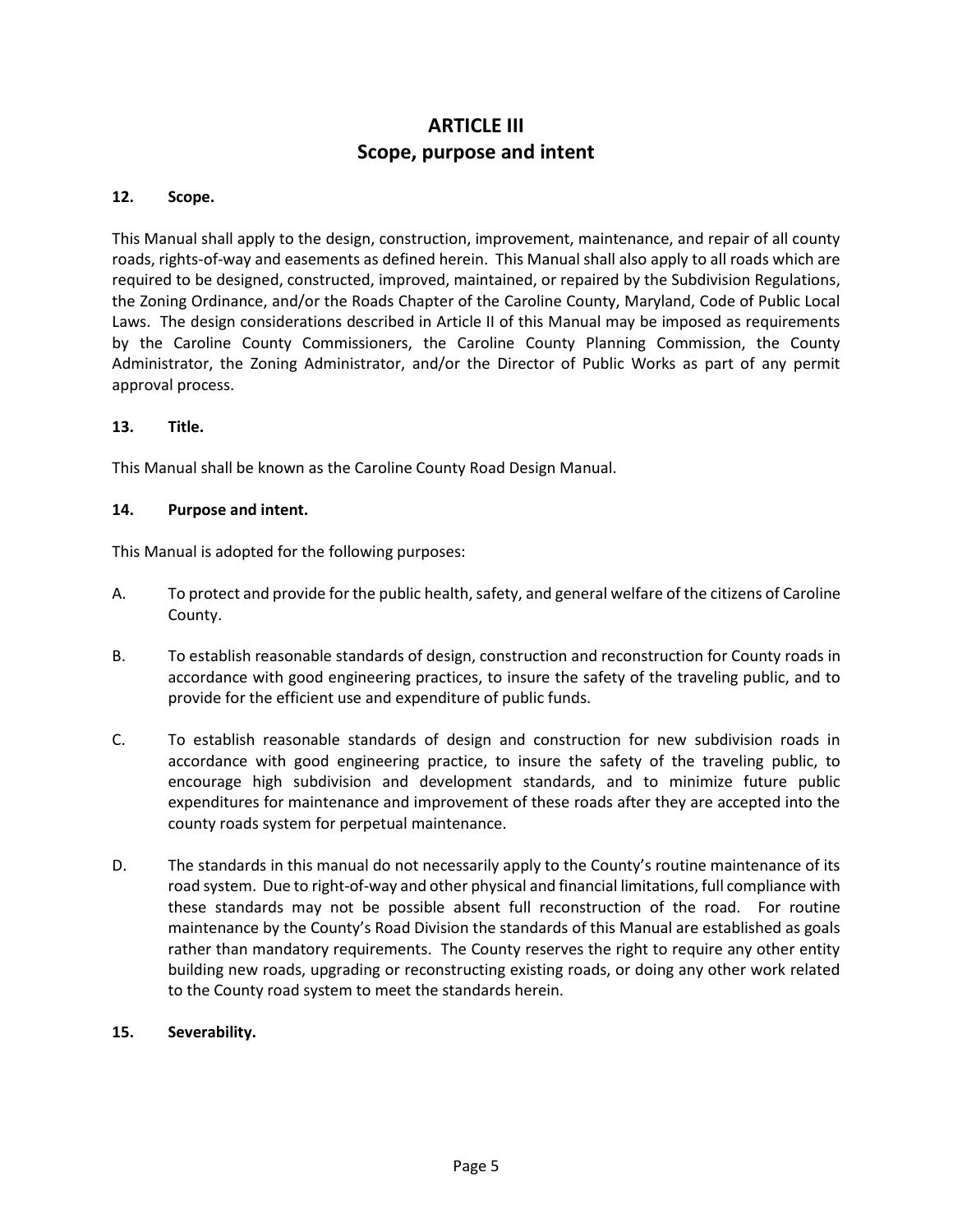# ARTICLE III
# Scope, purpose and intent

### 12. Scope.

This Manual shall apply to the design, construction, improvement, maintenance, and repair of all county roads, rights-of-way and easements as defined herein. This Manual shall also apply to all roads which are required to be designed, constructed, improved, maintained, or repaired by the Subdivision Regulations, the Zoning Ordinance, and/or the Roads Chapter of the Caroline County, Maryland, Code of Public Local Laws. The design considerations described in Article II of this Manual may be imposed as requirements by the Caroline County Commissioners, the Caroline County Planning Commission, the County Administrator, the Zoning Administrator, and/or the Director of Public Works as part of any permit approval process.

### 13. Title.

This Manual shall be known as the Caroline County Road Design Manual.

### 14. Purpose and intent.

This Manual is adopted for the following purposes:

A. To protect and provide for the public health, safety, and general welfare of the citizens of Caroline County.

B. To establish reasonable standards of design, construction and reconstruction for County roads in accordance with good engineering practices, to insure the safety of the traveling public, and to provide for the efficient use and expenditure of public funds.

C. To establish reasonable standards of design and construction for new subdivision roads in accordance with good engineering practice, to insure the safety of the traveling public, to encourage high subdivision and development standards, and to minimize future public expenditures for maintenance and improvement of these roads after they are accepted into the county roads system for perpetual maintenance.

D. The standards in this manual do not necessarily apply to the County's routine maintenance of its road system. Due to right-of-way and other physical and financial limitations, full compliance with these standards may not be possible absent full reconstruction of the road. For routine maintenance by the County's Road Division the standards of this Manual are established as goals rather than mandatory requirements. The County reserves the right to require any other entity building new roads, upgrading or reconstructing existing roads, or doing any other work related to the County road system to meet the standards herein.

### 15. Severability.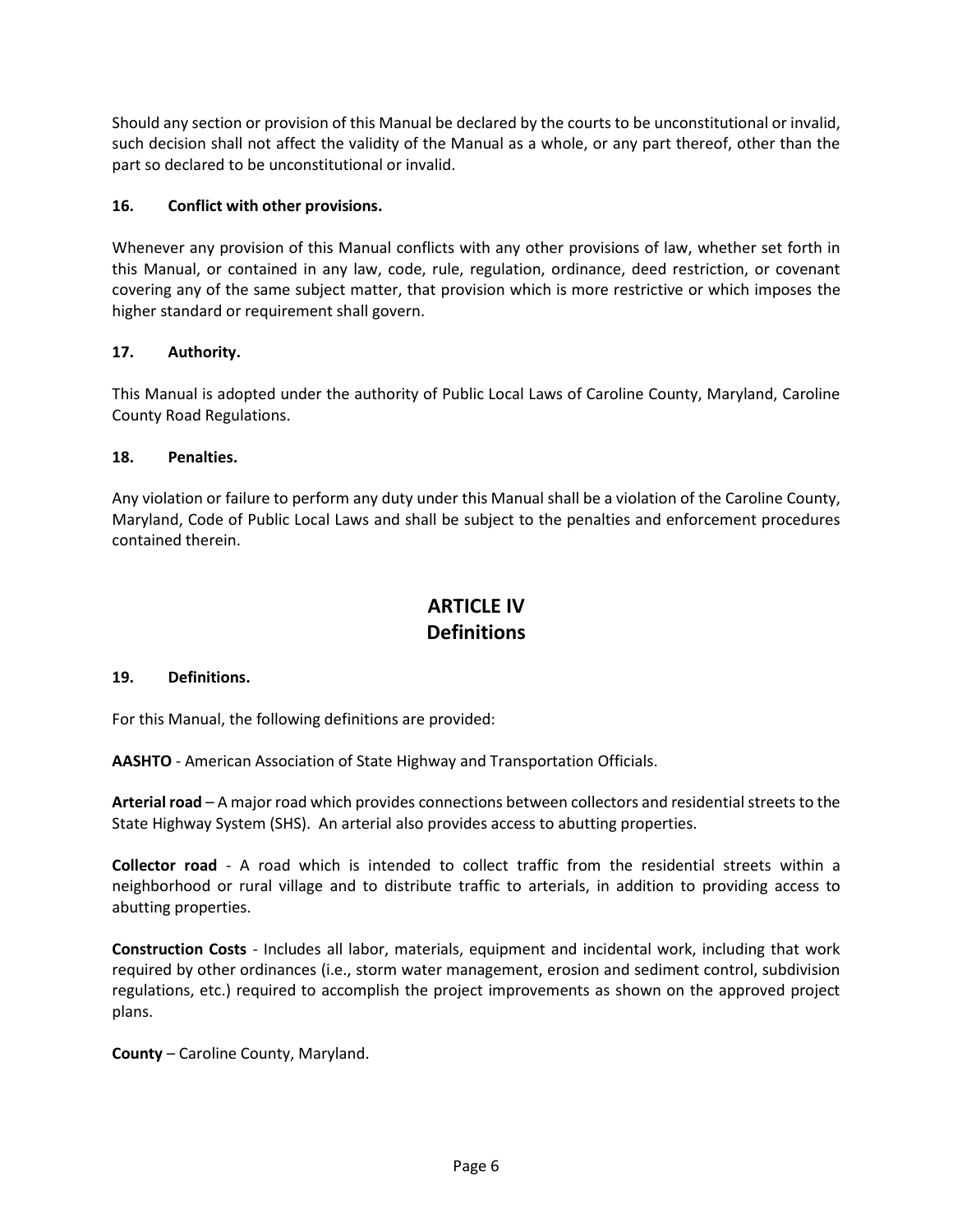Should any section or provision of this Manual be declared by the courts to be unconstitutional or invalid, such decision shall not affect the validity of the Manual as a whole, or any part thereof, other than the part so declared to be unconstitutional or invalid.

### 16. Conflict with other provisions.

Whenever any provision of this Manual conflicts with any other provisions of law, whether set forth in this Manual, or contained in any law, code, rule, regulation, ordinance, deed restriction, or covenant covering any of the same subject matter, that provision which is more restrictive or which imposes the higher standard or requirement shall govern.

### 17. Authority.

This Manual is adopted under the authority of Public Local Laws of Caroline County, Maryland, Caroline County Road Regulations.

### 18. Penalties.

Any violation or failure to perform any duty under this Manual shall be a violation of the Caroline County, Maryland, Code of Public Local Laws and shall be subject to the penalties and enforcement procedures contained therein.

## ARTICLE IV
## Definitions

### 19. Definitions.

For this Manual, the following definitions are provided:

**AASHTO** - American Association of State Highway and Transportation Officials.

**Arterial road** – A major road which provides connections between collectors and residential streets to the State Highway System (SHS). An arterial also provides access to abutting properties.

**Collector road** - A road which is intended to collect traffic from the residential streets within a neighborhood or rural village and to distribute traffic to arterials, in addition to providing access to abutting properties.

**Construction Costs** - Includes all labor, materials, equipment and incidental work, including that work required by other ordinances (i.e., storm water management, erosion and sediment control, subdivision regulations, etc.) required to accomplish the project improvements as shown on the approved project plans.

**County** – Caroline County, Maryland.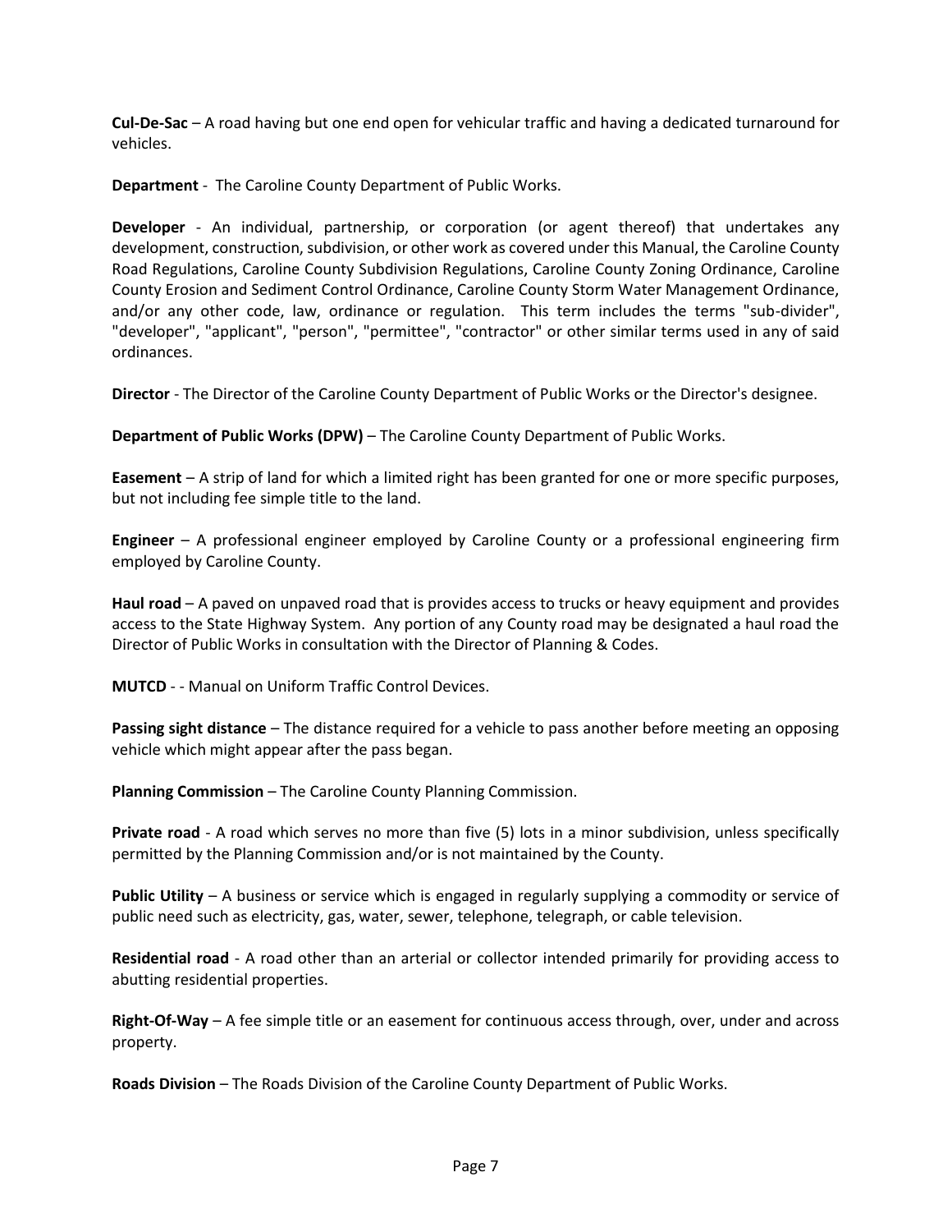**Cul-De-Sac** – A road having but one end open for vehicular traffic and having a dedicated turnaround for vehicles.

**Department** - The Caroline County Department of Public Works.

**Developer** - An individual, partnership, or corporation (or agent thereof) that undertakes any development, construction, subdivision, or other work as covered under this Manual, the Caroline County Road Regulations, Caroline County Subdivision Regulations, Caroline County Zoning Ordinance, Caroline County Erosion and Sediment Control Ordinance, Caroline County Storm Water Management Ordinance, and/or any other code, law, ordinance or regulation. This term includes the terms "sub-divider", "developer", "applicant", "person", "permittee", "contractor" or other similar terms used in any of said ordinances.

**Director** - The Director of the Caroline County Department of Public Works or the Director's designee.

**Department of Public Works (DPW)** – The Caroline County Department of Public Works.

**Easement** – A strip of land for which a limited right has been granted for one or more specific purposes, but not including fee simple title to the land.

**Engineer** – A professional engineer employed by Caroline County or a professional engineering firm employed by Caroline County.

**Haul road** – A paved on unpaved road that is provides access to trucks or heavy equipment and provides access to the State Highway System. Any portion of any County road may be designated a haul road the Director of Public Works in consultation with the Director of Planning & Codes.

**MUTCD** - - Manual on Uniform Traffic Control Devices.

**Passing sight distance** – The distance required for a vehicle to pass another before meeting an opposing vehicle which might appear after the pass began.

**Planning Commission** – The Caroline County Planning Commission.

**Private road** - A road which serves no more than five (5) lots in a minor subdivision, unless specifically permitted by the Planning Commission and/or is not maintained by the County.

**Public Utility** – A business or service which is engaged in regularly supplying a commodity or service of public need such as electricity, gas, water, sewer, telephone, telegraph, or cable television.

**Residential road** - A road other than an arterial or collector intended primarily for providing access to abutting residential properties.

**Right-Of-Way** – A fee simple title or an easement for continuous access through, over, under and across property.

**Roads Division** – The Roads Division of the Caroline County Department of Public Works.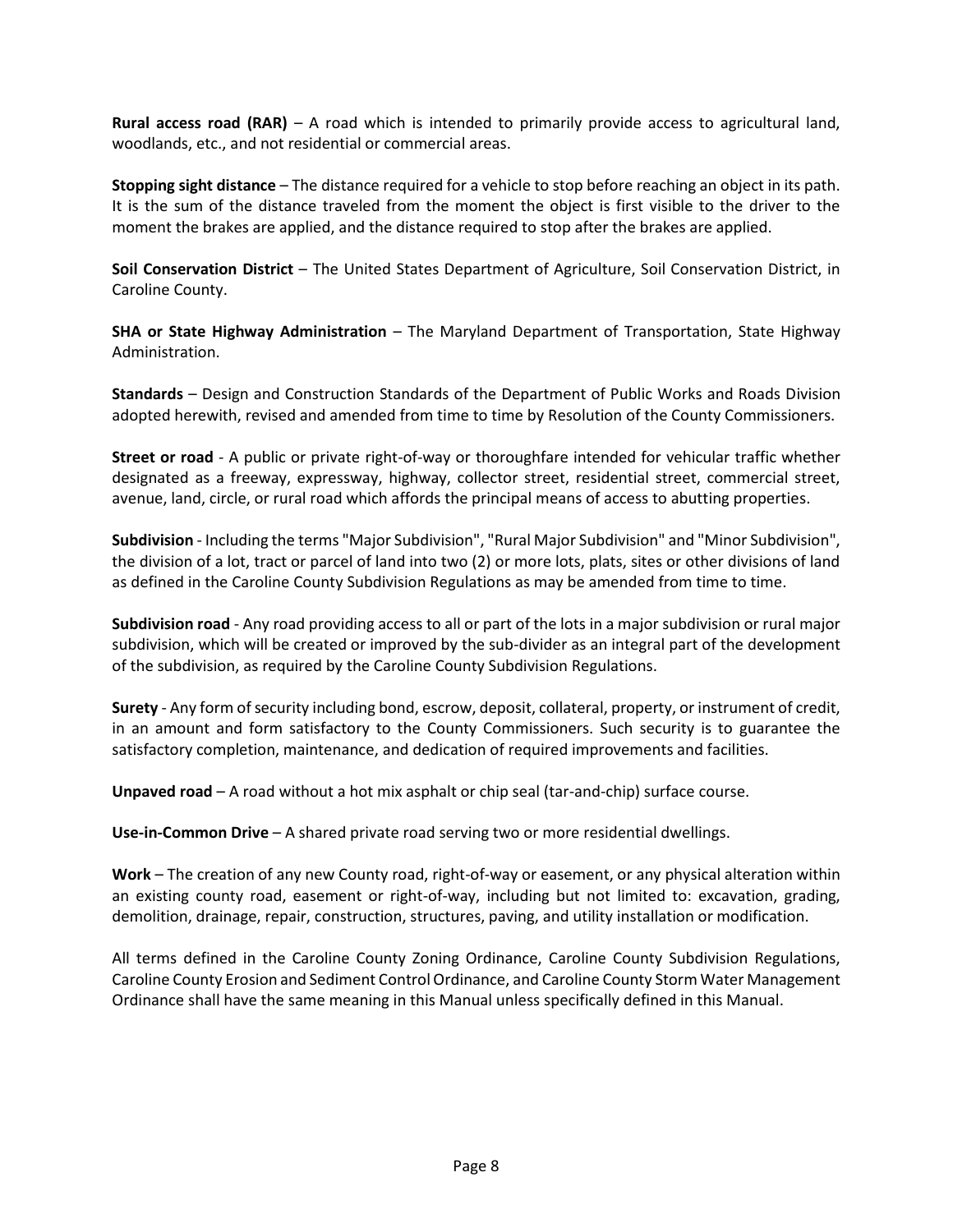**Rural access road (RAR)** – A road which is intended to primarily provide access to agricultural land, woodlands, etc., and not residential or commercial areas.

**Stopping sight distance** – The distance required for a vehicle to stop before reaching an object in its path. It is the sum of the distance traveled from the moment the object is first visible to the driver to the moment the brakes are applied, and the distance required to stop after the brakes are applied.

**Soil Conservation District** – The United States Department of Agriculture, Soil Conservation District, in Caroline County.

**SHA or State Highway Administration** – The Maryland Department of Transportation, State Highway Administration.

**Standards** – Design and Construction Standards of the Department of Public Works and Roads Division adopted herewith, revised and amended from time to time by Resolution of the County Commissioners.

**Street or road** - A public or private right-of-way or thoroughfare intended for vehicular traffic whether designated as a freeway, expressway, highway, collector street, residential street, commercial street, avenue, land, circle, or rural road which affords the principal means of access to abutting properties.

**Subdivision** - Including the terms "Major Subdivision", "Rural Major Subdivision" and "Minor Subdivision", the division of a lot, tract or parcel of land into two (2) or more lots, plats, sites or other divisions of land as defined in the Caroline County Subdivision Regulations as may be amended from time to time.

**Subdivision road** - Any road providing access to all or part of the lots in a major subdivision or rural major subdivision, which will be created or improved by the sub-divider as an integral part of the development of the subdivision, as required by the Caroline County Subdivision Regulations.

**Surety** - Any form of security including bond, escrow, deposit, collateral, property, or instrument of credit, in an amount and form satisfactory to the County Commissioners. Such security is to guarantee the satisfactory completion, maintenance, and dedication of required improvements and facilities.

**Unpaved road** – A road without a hot mix asphalt or chip seal (tar-and-chip) surface course.

**Use-in-Common Drive** – A shared private road serving two or more residential dwellings.

**Work** – The creation of any new County road, right-of-way or easement, or any physical alteration within an existing county road, easement or right-of-way, including but not limited to: excavation, grading, demolition, drainage, repair, construction, structures, paving, and utility installation or modification.

All terms defined in the Caroline County Zoning Ordinance, Caroline County Subdivision Regulations, Caroline County Erosion and Sediment Control Ordinance, and Caroline County Storm Water Management Ordinance shall have the same meaning in this Manual unless specifically defined in this Manual.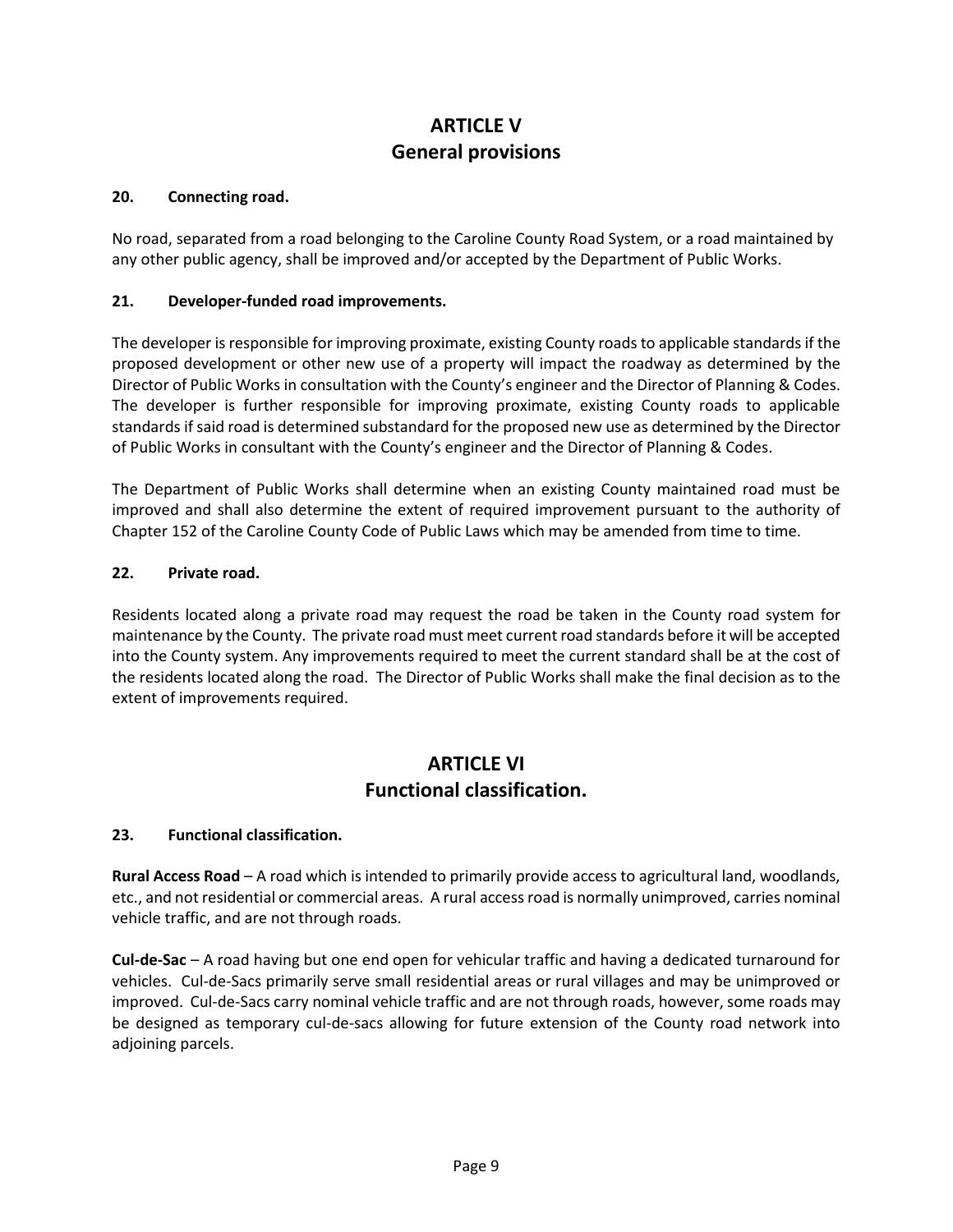# ARTICLE V
# General provisions

### 20. Connecting road.

No road, separated from a road belonging to the Caroline County Road System, or a road maintained by any other public agency, shall be improved and/or accepted by the Department of Public Works.

### 21. Developer-funded road improvements.

The developer is responsible for improving proximate, existing County roads to applicable standards if the proposed development or other new use of a property will impact the roadway as determined by the Director of Public Works in consultation with the County's engineer and the Director of Planning & Codes. The developer is further responsible for improving proximate, existing County roads to applicable standards if said road is determined substandard for the proposed new use as determined by the Director of Public Works in consultant with the County's engineer and the Director of Planning & Codes.

The Department of Public Works shall determine when an existing County maintained road must be improved and shall also determine the extent of required improvement pursuant to the authority of Chapter 152 of the Caroline County Code of Public Laws which may be amended from time to time.

### 22. Private road.

Residents located along a private road may request the road be taken in the County road system for maintenance by the County. The private road must meet current road standards before it will be accepted into the County system. Any improvements required to meet the current standard shall be at the cost of the residents located along the road. The Director of Public Works shall make the final decision as to the extent of improvements required.

# ARTICLE VI
# Functional classification.

### 23. Functional classification.

**Rural Access Road** – A road which is intended to primarily provide access to agricultural land, woodlands, etc., and not residential or commercial areas. A rural access road is normally unimproved, carries nominal vehicle traffic, and are not through roads.

**Cul-de-Sac** – A road having but one end open for vehicular traffic and having a dedicated turnaround for vehicles. Cul-de-Sacs primarily serve small residential areas or rural villages and may be unimproved or improved. Cul-de-Sacs carry nominal vehicle traffic and are not through roads, however, some roads may be designed as temporary cul-de-sacs allowing for future extension of the County road network into adjoining parcels.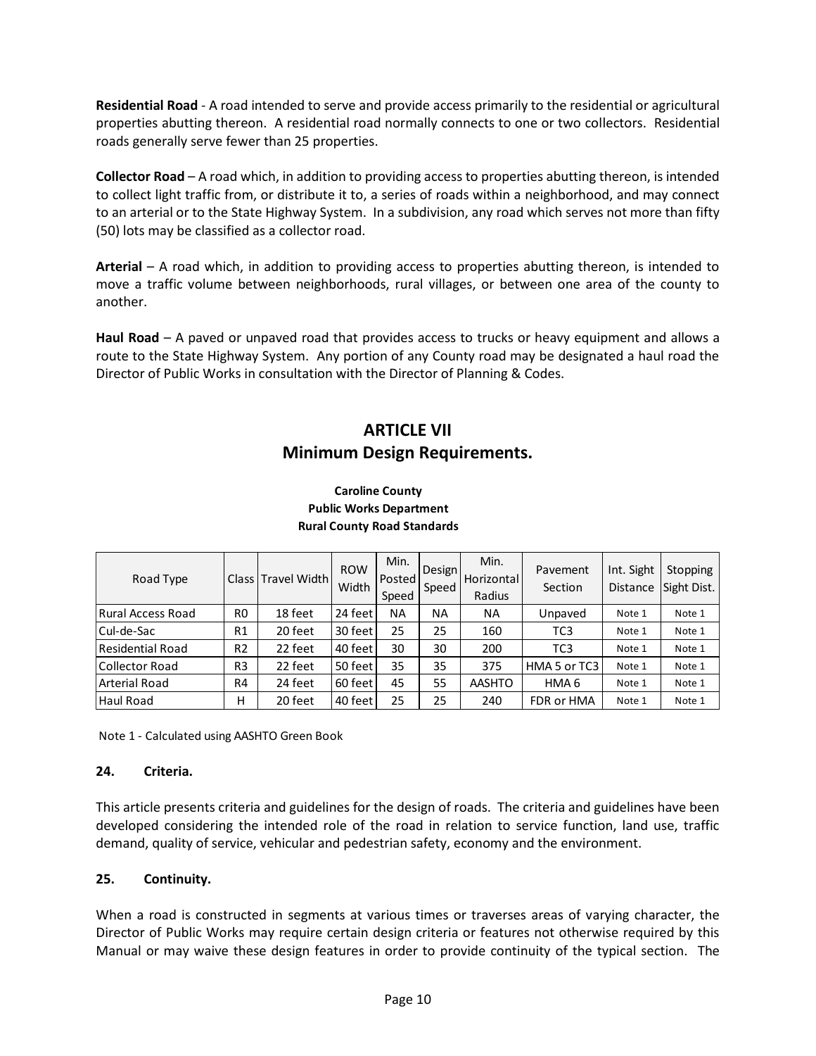**Residential Road** - A road intended to serve and provide access primarily to the residential or agricultural properties abutting thereon. A residential road normally connects to one or two collectors. Residential roads generally serve fewer than 25 properties.

**Collector Road** – A road which, in addition to providing access to properties abutting thereon, is intended to collect light traffic from, or distribute it to, a series of roads within a neighborhood, and may connect to an arterial or to the State Highway System. In a subdivision, any road which serves not more than fifty (50) lots may be classified as a collector road.

**Arterial** – A road which, in addition to providing access to properties abutting thereon, is intended to move a traffic volume between neighborhoods, rural villages, or between one area of the county to another.

**Haul Road** – A paved or unpaved road that provides access to trucks or heavy equipment and allows a route to the State Highway System. Any portion of any County road may be designated a haul road the Director of Public Works in consultation with the Director of Planning & Codes.

## ARTICLE VII
## Minimum Design Requirements.

**Caroline County**
**Public Works Department**
**Rural County Road Standards**

| Road Type | Class | Travel Width | ROW Width | Min. Posted Speed | Design Speed | Min. Horizontal Radius | Pavement Section | Int. Sight Distance | Stopping Sight Dist. |
|---|---|---|---|---|---|---|---|---|---|
| Rural Access Road | R0 | 18 feet | 24 feet | NA | NA | NA | Unpaved | Note 1 | Note 1 |
| Cul-de-Sac | R1 | 20 feet | 30 feet | 25 | 25 | 160 | TC3 | Note 1 | Note 1 |
| Residential Road | R2 | 22 feet | 40 feet | 30 | 30 | 200 | TC3 | Note 1 | Note 1 |
| Collector Road | R3 | 22 feet | 50 feet | 35 | 35 | 375 | HMA 5 or TC3 | Note 1 | Note 1 |
| Arterial Road | R4 | 24 feet | 60 feet | 45 | 55 | AASHTO | HMA 6 | Note 1 | Note 1 |
| Haul Road | H | 20 feet | 40 feet | 25 | 25 | 240 | FDR or HMA | Note 1 | Note 1 |

Note 1 - Calculated using AASHTO Green Book

### 24. Criteria.

This article presents criteria and guidelines for the design of roads. The criteria and guidelines have been developed considering the intended role of the road in relation to service function, land use, traffic demand, quality of service, vehicular and pedestrian safety, economy and the environment.

### 25. Continuity.

When a road is constructed in segments at various times or traverses areas of varying character, the Director of Public Works may require certain design criteria or features not otherwise required by this Manual or may waive these design features in order to provide continuity of the typical section. The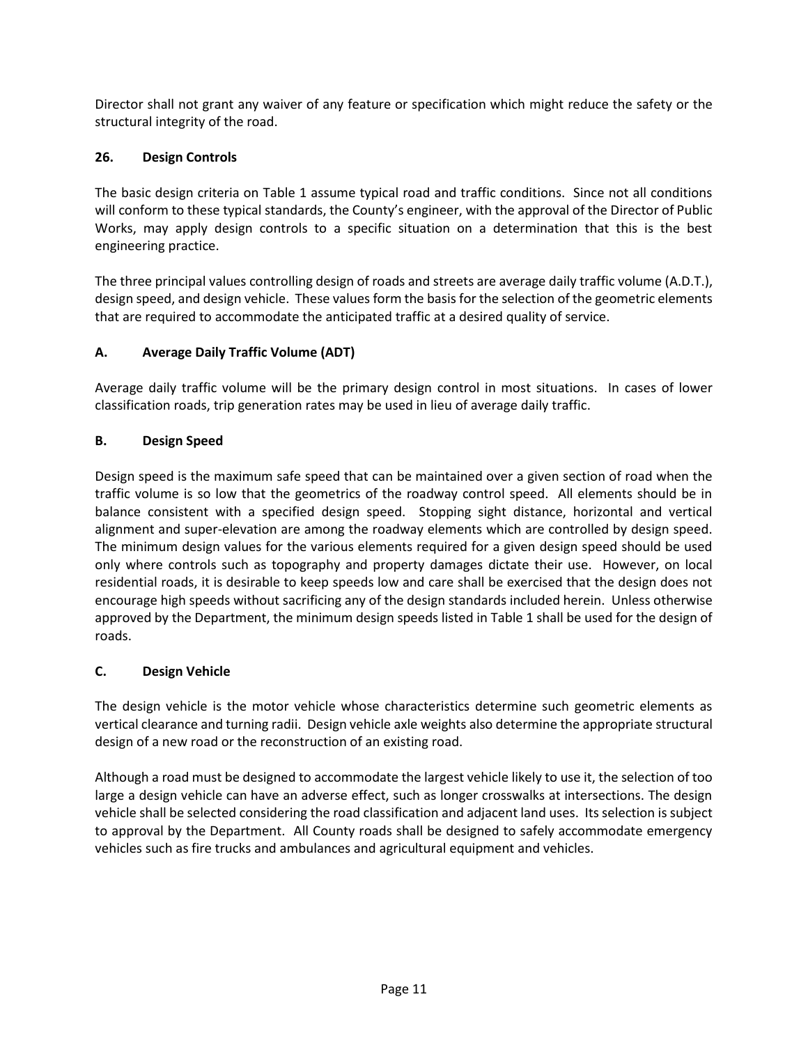Director shall not grant any waiver of any feature or specification which might reduce the safety or the structural integrity of the road.

## 26. Design Controls

The basic design criteria on Table 1 assume typical road and traffic conditions. Since not all conditions will conform to these typical standards, the County's engineer, with the approval of the Director of Public Works, may apply design controls to a specific situation on a determination that this is the best engineering practice.

The three principal values controlling design of roads and streets are average daily traffic volume (A.D.T.), design speed, and design vehicle. These values form the basis for the selection of the geometric elements that are required to accommodate the anticipated traffic at a desired quality of service.

### A. Average Daily Traffic Volume (ADT)

Average daily traffic volume will be the primary design control in most situations. In cases of lower classification roads, trip generation rates may be used in lieu of average daily traffic.

### B. Design Speed

Design speed is the maximum safe speed that can be maintained over a given section of road when the traffic volume is so low that the geometrics of the roadway control speed. All elements should be in balance consistent with a specified design speed. Stopping sight distance, horizontal and vertical alignment and super-elevation are among the roadway elements which are controlled by design speed. The minimum design values for the various elements required for a given design speed should be used only where controls such as topography and property damages dictate their use. However, on local residential roads, it is desirable to keep speeds low and care shall be exercised that the design does not encourage high speeds without sacrificing any of the design standards included herein. Unless otherwise approved by the Department, the minimum design speeds listed in Table 1 shall be used for the design of roads.

### C. Design Vehicle

The design vehicle is the motor vehicle whose characteristics determine such geometric elements as vertical clearance and turning radii. Design vehicle axle weights also determine the appropriate structural design of a new road or the reconstruction of an existing road.

Although a road must be designed to accommodate the largest vehicle likely to use it, the selection of too large a design vehicle can have an adverse effect, such as longer crosswalks at intersections. The design vehicle shall be selected considering the road classification and adjacent land uses. Its selection is subject to approval by the Department. All County roads shall be designed to safely accommodate emergency vehicles such as fire trucks and ambulances and agricultural equipment and vehicles.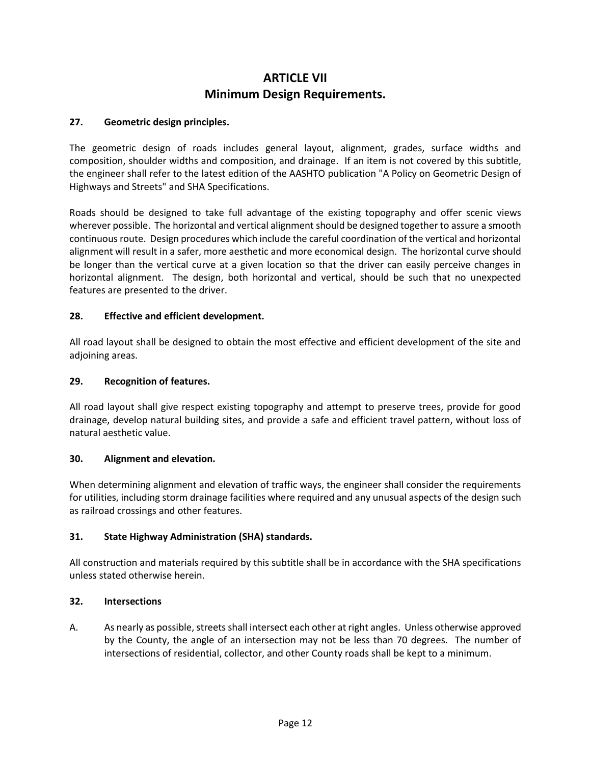# ARTICLE VII
# Minimum Design Requirements.

### 27. Geometric design principles.

The geometric design of roads includes general layout, alignment, grades, surface widths and composition, shoulder widths and composition, and drainage. If an item is not covered by this subtitle, the engineer shall refer to the latest edition of the AASHTO publication "A Policy on Geometric Design of Highways and Streets" and SHA Specifications.

Roads should be designed to take full advantage of the existing topography and offer scenic views wherever possible. The horizontal and vertical alignment should be designed together to assure a smooth continuous route. Design procedures which include the careful coordination of the vertical and horizontal alignment will result in a safer, more aesthetic and more economical design. The horizontal curve should be longer than the vertical curve at a given location so that the driver can easily perceive changes in horizontal alignment. The design, both horizontal and vertical, should be such that no unexpected features are presented to the driver.

### 28. Effective and efficient development.

All road layout shall be designed to obtain the most effective and efficient development of the site and adjoining areas.

### 29. Recognition of features.

All road layout shall give respect existing topography and attempt to preserve trees, provide for good drainage, develop natural building sites, and provide a safe and efficient travel pattern, without loss of natural aesthetic value.

### 30. Alignment and elevation.

When determining alignment and elevation of traffic ways, the engineer shall consider the requirements for utilities, including storm drainage facilities where required and any unusual aspects of the design such as railroad crossings and other features.

### 31. State Highway Administration (SHA) standards.

All construction and materials required by this subtitle shall be in accordance with the SHA specifications unless stated otherwise herein.

### 32. Intersections

A. As nearly as possible, streets shall intersect each other at right angles. Unless otherwise approved by the County, the angle of an intersection may not be less than 70 degrees. The number of intersections of residential, collector, and other County roads shall be kept to a minimum.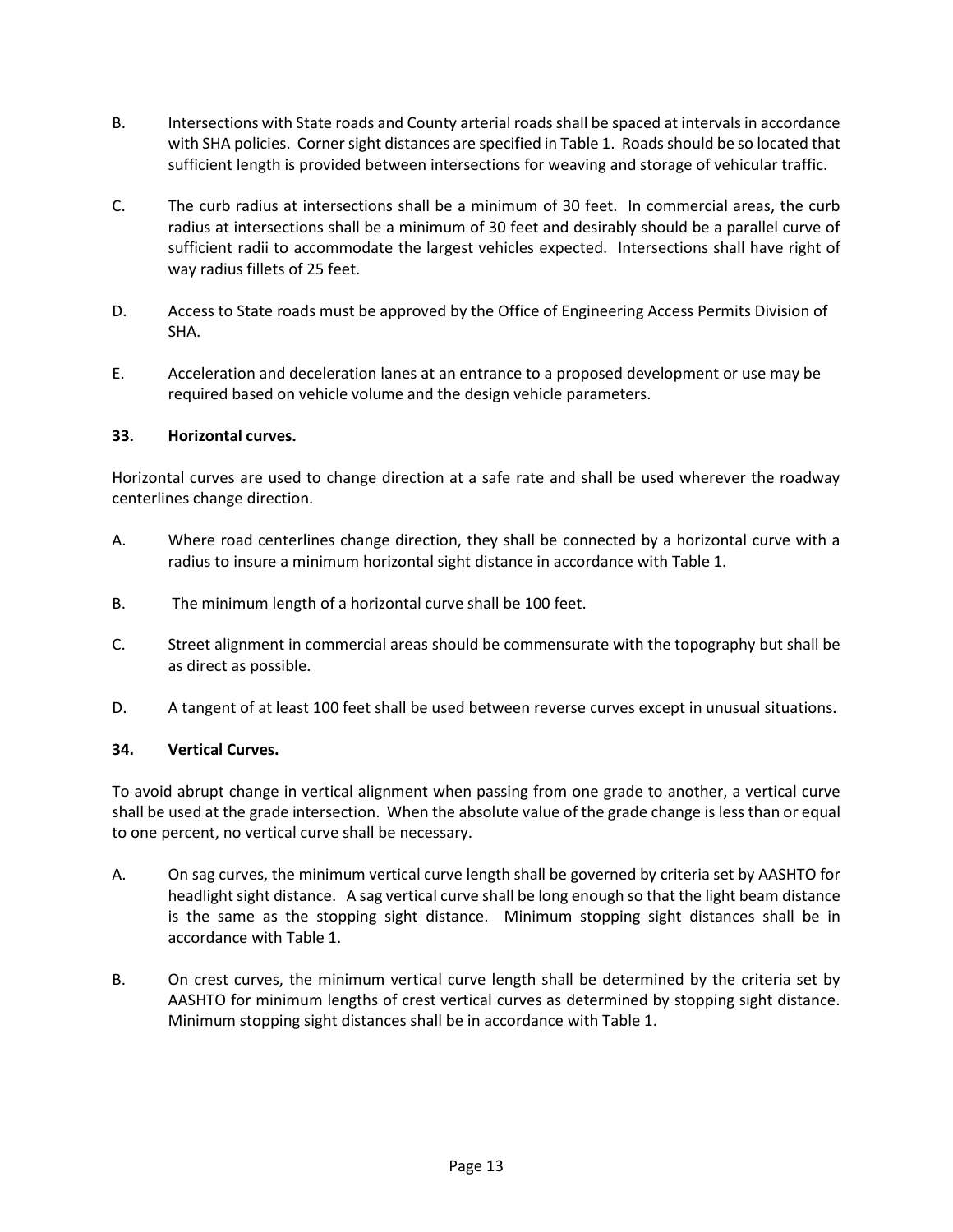B. Intersections with State roads and County arterial roads shall be spaced at intervals in accordance with SHA policies. Corner sight distances are specified in Table 1. Roads should be so located that sufficient length is provided between intersections for weaving and storage of vehicular traffic.

C. The curb radius at intersections shall be a minimum of 30 feet. In commercial areas, the curb radius at intersections shall be a minimum of 30 feet and desirably should be a parallel curve of sufficient radii to accommodate the largest vehicles expected. Intersections shall have right of way radius fillets of 25 feet.

D. Access to State roads must be approved by the Office of Engineering Access Permits Division of SHA.

E. Acceleration and deceleration lanes at an entrance to a proposed development or use may be required based on vehicle volume and the design vehicle parameters.

**33. Horizontal curves.**

Horizontal curves are used to change direction at a safe rate and shall be used wherever the roadway centerlines change direction.

A. Where road centerlines change direction, they shall be connected by a horizontal curve with a radius to insure a minimum horizontal sight distance in accordance with Table 1.

B. The minimum length of a horizontal curve shall be 100 feet.

C. Street alignment in commercial areas should be commensurate with the topography but shall be as direct as possible.

D. A tangent of at least 100 feet shall be used between reverse curves except in unusual situations.

**34. Vertical Curves.**

To avoid abrupt change in vertical alignment when passing from one grade to another, a vertical curve shall be used at the grade intersection. When the absolute value of the grade change is less than or equal to one percent, no vertical curve shall be necessary.

A. On sag curves, the minimum vertical curve length shall be governed by criteria set by AASHTO for headlight sight distance. A sag vertical curve shall be long enough so that the light beam distance is the same as the stopping sight distance. Minimum stopping sight distances shall be in accordance with Table 1.

B. On crest curves, the minimum vertical curve length shall be determined by the criteria set by AASHTO for minimum lengths of crest vertical curves as determined by stopping sight distance. Minimum stopping sight distances shall be in accordance with Table 1.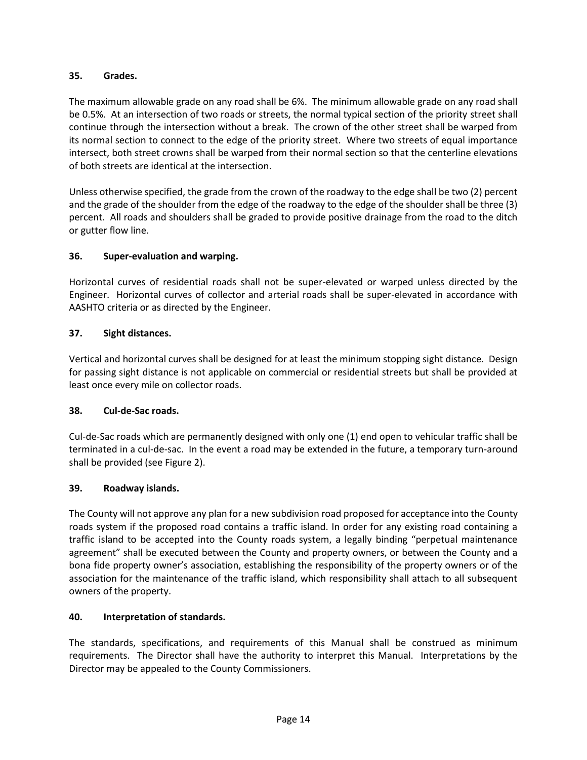### 35. Grades.

The maximum allowable grade on any road shall be 6%. The minimum allowable grade on any road shall be 0.5%. At an intersection of two roads or streets, the normal typical section of the priority street shall continue through the intersection without a break. The crown of the other street shall be warped from its normal section to connect to the edge of the priority street. Where two streets of equal importance intersect, both street crowns shall be warped from their normal section so that the centerline elevations of both streets are identical at the intersection.

Unless otherwise specified, the grade from the crown of the roadway to the edge shall be two (2) percent and the grade of the shoulder from the edge of the roadway to the edge of the shoulder shall be three (3) percent. All roads and shoulders shall be graded to provide positive drainage from the road to the ditch or gutter flow line.

### 36. Super-evaluation and warping.

Horizontal curves of residential roads shall not be super-elevated or warped unless directed by the Engineer. Horizontal curves of collector and arterial roads shall be super-elevated in accordance with AASHTO criteria or as directed by the Engineer.

### 37. Sight distances.

Vertical and horizontal curves shall be designed for at least the minimum stopping sight distance. Design for passing sight distance is not applicable on commercial or residential streets but shall be provided at least once every mile on collector roads.

### 38. Cul-de-Sac roads.

Cul-de-Sac roads which are permanently designed with only one (1) end open to vehicular traffic shall be terminated in a cul-de-sac. In the event a road may be extended in the future, a temporary turn-around shall be provided (see Figure 2).

### 39. Roadway islands.

The County will not approve any plan for a new subdivision road proposed for acceptance into the County roads system if the proposed road contains a traffic island. In order for any existing road containing a traffic island to be accepted into the County roads system, a legally binding "perpetual maintenance agreement" shall be executed between the County and property owners, or between the County and a bona fide property owner's association, establishing the responsibility of the property owners or of the association for the maintenance of the traffic island, which responsibility shall attach to all subsequent owners of the property.

### 40. Interpretation of standards.

The standards, specifications, and requirements of this Manual shall be construed as minimum requirements. The Director shall have the authority to interpret this Manual. Interpretations by the Director may be appealed to the County Commissioners.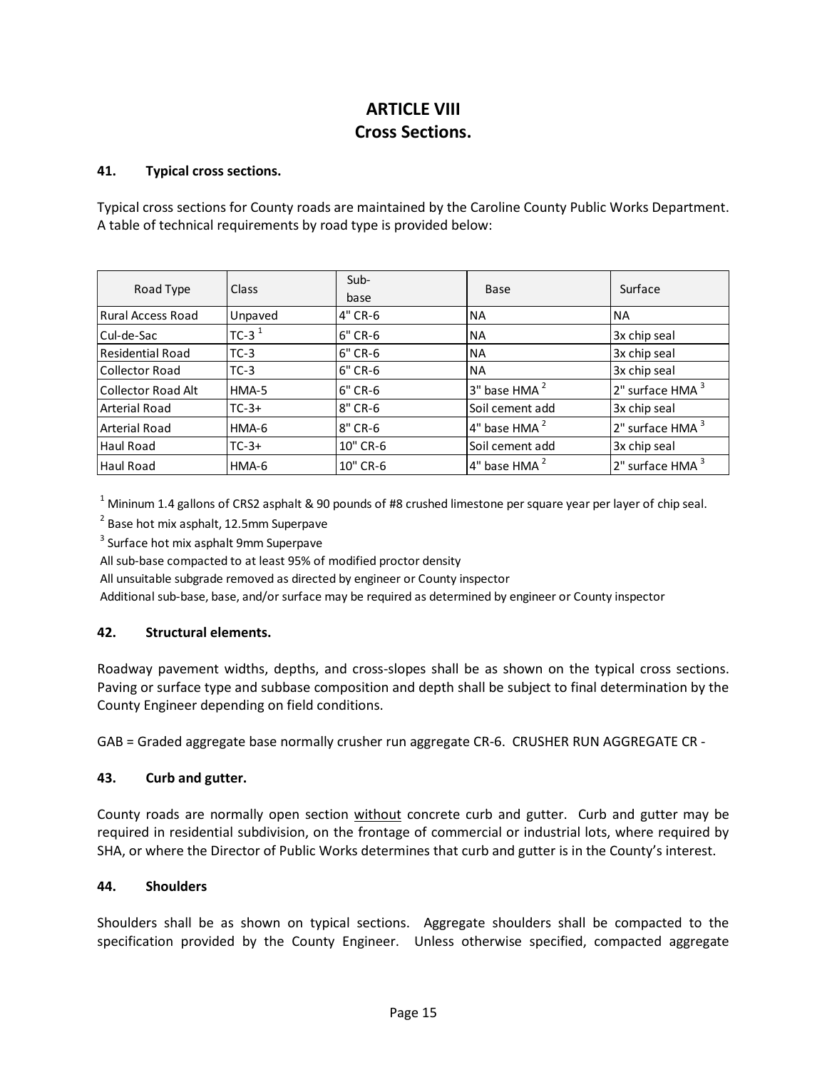# ARTICLE VIII
# Cross Sections.

### 41. Typical cross sections.

Typical cross sections for County roads are maintained by the Caroline County Public Works Department. A table of technical requirements by road type is provided below:

| Road Type | Class | Sub-base | Base | Surface |
|---|---|---|---|---|
| Rural Access Road | Unpaved | 4" CR-6 | NA | NA |
| Cul-de-Sac | TC-3 [1] | 6" CR-6 | NA | 3x chip seal |
| Residential Road | TC-3 | 6" CR-6 | NA | 3x chip seal |
| Collector Road | TC-3 | 6" CR-6 | NA | 3x chip seal |
| Collector Road Alt | HMA-5 | 6" CR-6 | 3" base HMA [2] | 2" surface HMA [3] |
| Arterial Road | TC-3+ | 8" CR-6 | Soil cement add | 3x chip seal |
| Arterial Road | HMA-6 | 8" CR-6 | 4" base HMA [2] | 2" surface HMA [3] |
| Haul Road | TC-3+ | 10" CR-6 | Soil cement add | 3x chip seal |
| Haul Road | HMA-6 | 10" CR-6 | 4" base HMA [2] | 2" surface HMA [3] |

[1] Mininum 1.4 gallons of CRS2 asphalt & 90 pounds of #8 crushed limestone per square year per layer of chip seal.

[2] Base hot mix asphalt, 12.5mm Superpave

[3] Surface hot mix asphalt 9mm Superpave

All sub-base compacted to at least 95% of modified proctor density

All unsuitable subgrade removed as directed by engineer or County inspector

Additional sub-base, base, and/or surface may be required as determined by engineer or County inspector

### 42. Structural elements.

Roadway pavement widths, depths, and cross-slopes shall be as shown on the typical cross sections. Paving or surface type and subbase composition and depth shall be subject to final determination by the County Engineer depending on field conditions.

GAB = Graded aggregate base normally crusher run aggregate CR-6. CRUSHER RUN AGGREGATE CR -

### 43. Curb and gutter.

County roads are normally open section <u>without</u> concrete curb and gutter. Curb and gutter may be required in residential subdivision, on the frontage of commercial or industrial lots, where required by SHA, or where the Director of Public Works determines that curb and gutter is in the County's interest.

### 44. Shoulders

Shoulders shall be as shown on typical sections. Aggregate shoulders shall be compacted to the specification provided by the County Engineer. Unless otherwise specified, compacted aggregate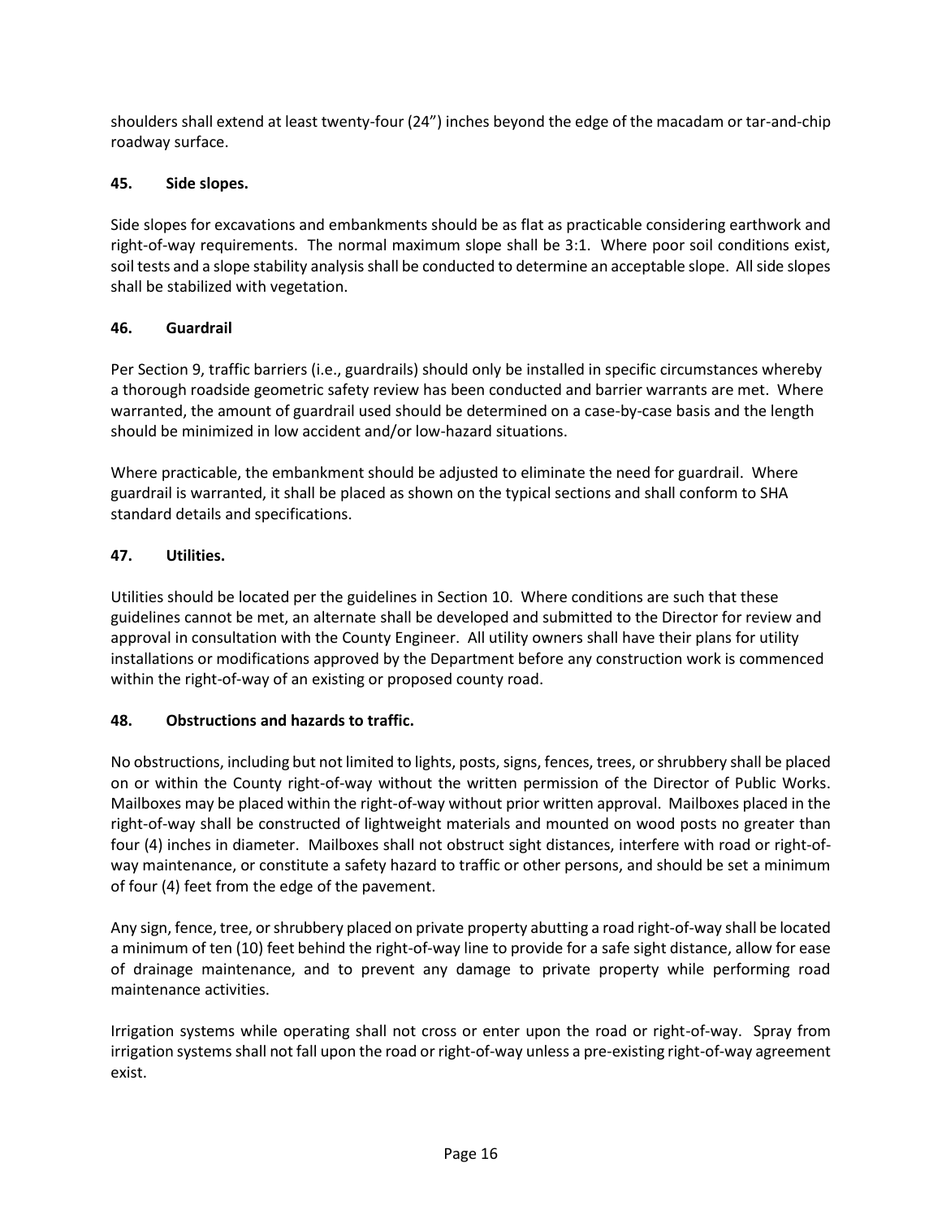shoulders shall extend at least twenty-four (24") inches beyond the edge of the macadam or tar-and-chip roadway surface.

**45. Side slopes.**

Side slopes for excavations and embankments should be as flat as practicable considering earthwork and right-of-way requirements. The normal maximum slope shall be 3:1. Where poor soil conditions exist, soil tests and a slope stability analysis shall be conducted to determine an acceptable slope. All side slopes shall be stabilized with vegetation.

**46. Guardrail**

Per Section 9, traffic barriers (i.e., guardrails) should only be installed in specific circumstances whereby a thorough roadside geometric safety review has been conducted and barrier warrants are met. Where warranted, the amount of guardrail used should be determined on a case-by-case basis and the length should be minimized in low accident and/or low-hazard situations.

Where practicable, the embankment should be adjusted to eliminate the need for guardrail. Where guardrail is warranted, it shall be placed as shown on the typical sections and shall conform to SHA standard details and specifications.

**47. Utilities.**

Utilities should be located per the guidelines in Section 10. Where conditions are such that these guidelines cannot be met, an alternate shall be developed and submitted to the Director for review and approval in consultation with the County Engineer. All utility owners shall have their plans for utility installations or modifications approved by the Department before any construction work is commenced within the right-of-way of an existing or proposed county road.

**48. Obstructions and hazards to traffic.**

No obstructions, including but not limited to lights, posts, signs, fences, trees, or shrubbery shall be placed on or within the County right-of-way without the written permission of the Director of Public Works. Mailboxes may be placed within the right-of-way without prior written approval. Mailboxes placed in the right-of-way shall be constructed of lightweight materials and mounted on wood posts no greater than four (4) inches in diameter. Mailboxes shall not obstruct sight distances, interfere with road or right-of-way maintenance, or constitute a safety hazard to traffic or other persons, and should be set a minimum of four (4) feet from the edge of the pavement.

Any sign, fence, tree, or shrubbery placed on private property abutting a road right-of-way shall be located a minimum of ten (10) feet behind the right-of-way line to provide for a safe sight distance, allow for ease of drainage maintenance, and to prevent any damage to private property while performing road maintenance activities.

Irrigation systems while operating shall not cross or enter upon the road or right-of-way. Spray from irrigation systems shall not fall upon the road or right-of-way unless a pre-existing right-of-way agreement exist.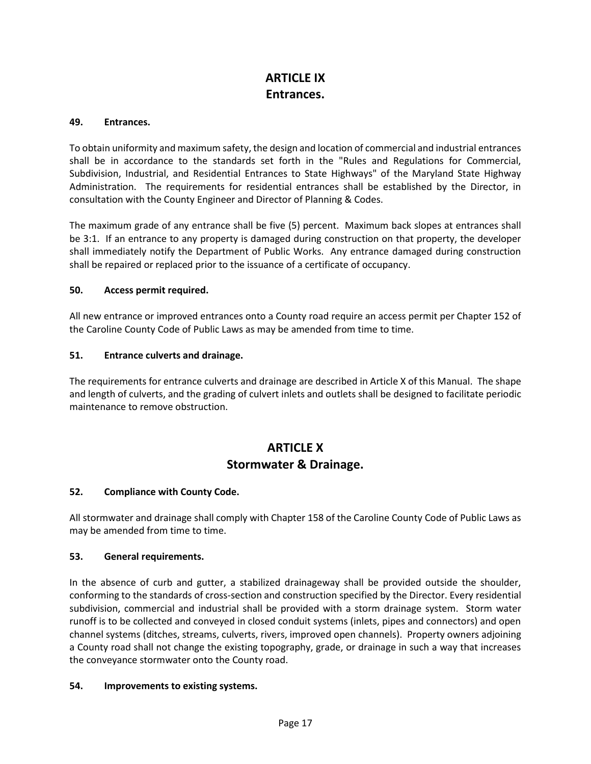# ARTICLE IX
# Entrances.

### 49. Entrances.

To obtain uniformity and maximum safety, the design and location of commercial and industrial entrances shall be in accordance to the standards set forth in the "Rules and Regulations for Commercial, Subdivision, Industrial, and Residential Entrances to State Highways" of the Maryland State Highway Administration. The requirements for residential entrances shall be established by the Director, in consultation with the County Engineer and Director of Planning & Codes.

The maximum grade of any entrance shall be five (5) percent. Maximum back slopes at entrances shall be 3:1. If an entrance to any property is damaged during construction on that property, the developer shall immediately notify the Department of Public Works. Any entrance damaged during construction shall be repaired or replaced prior to the issuance of a certificate of occupancy.

### 50. Access permit required.

All new entrance or improved entrances onto a County road require an access permit per Chapter 152 of the Caroline County Code of Public Laws as may be amended from time to time.

### 51. Entrance culverts and drainage.

The requirements for entrance culverts and drainage are described in Article X of this Manual. The shape and length of culverts, and the grading of culvert inlets and outlets shall be designed to facilitate periodic maintenance to remove obstruction.

# ARTICLE X
# Stormwater & Drainage.

### 52. Compliance with County Code.

All stormwater and drainage shall comply with Chapter 158 of the Caroline County Code of Public Laws as may be amended from time to time.

### 53. General requirements.

In the absence of curb and gutter, a stabilized drainageway shall be provided outside the shoulder, conforming to the standards of cross-section and construction specified by the Director. Every residential subdivision, commercial and industrial shall be provided with a storm drainage system. Storm water runoff is to be collected and conveyed in closed conduit systems (inlets, pipes and connectors) and open channel systems (ditches, streams, culverts, rivers, improved open channels). Property owners adjoining a County road shall not change the existing topography, grade, or drainage in such a way that increases the conveyance stormwater onto the County road.

### 54. Improvements to existing systems.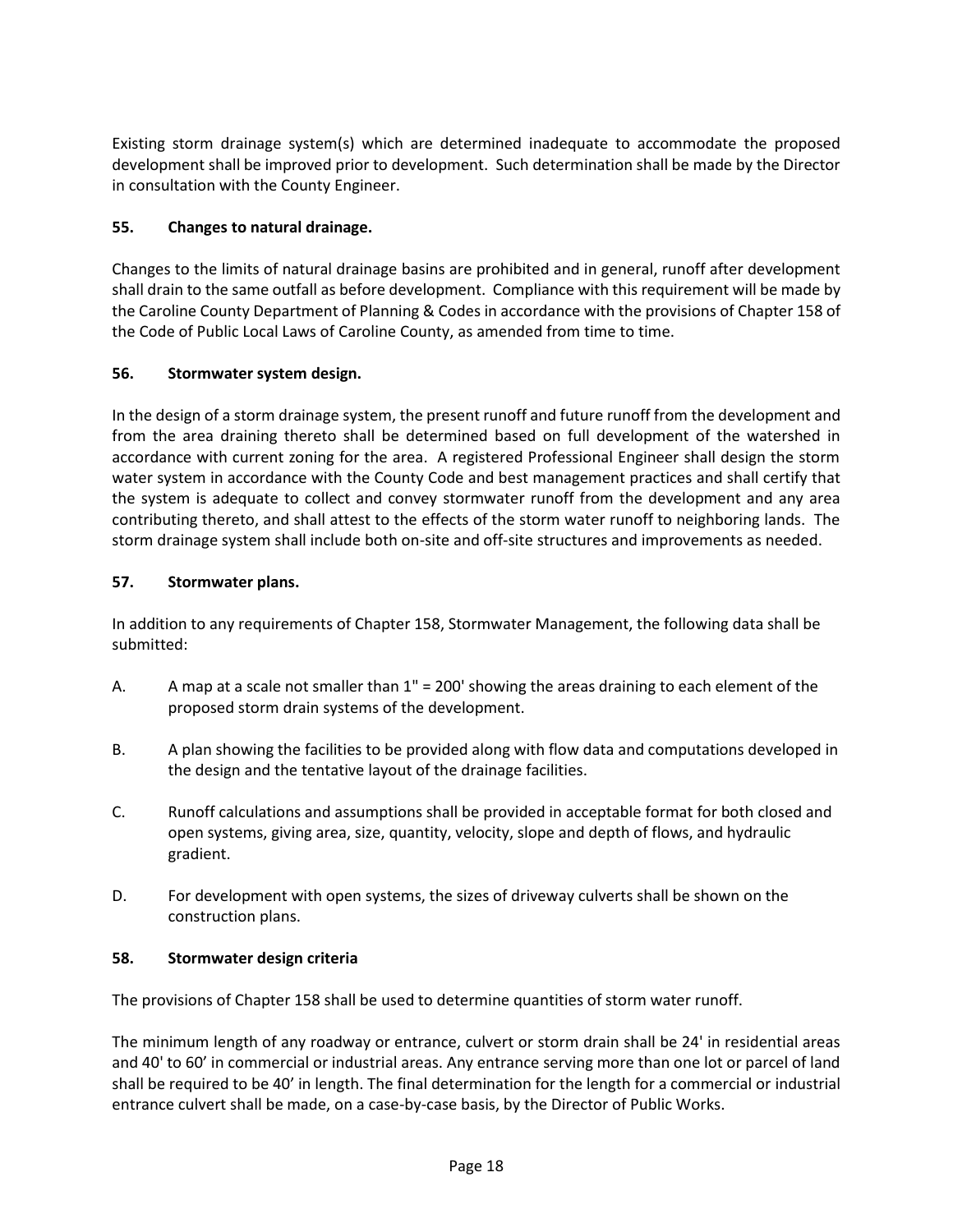Existing storm drainage system(s) which are determined inadequate to accommodate the proposed development shall be improved prior to development. Such determination shall be made by the Director in consultation with the County Engineer.

**55. Changes to natural drainage.**

Changes to the limits of natural drainage basins are prohibited and in general, runoff after development shall drain to the same outfall as before development. Compliance with this requirement will be made by the Caroline County Department of Planning & Codes in accordance with the provisions of Chapter 158 of the Code of Public Local Laws of Caroline County, as amended from time to time.

**56. Stormwater system design.**

In the design of a storm drainage system, the present runoff and future runoff from the development and from the area draining thereto shall be determined based on full development of the watershed in accordance with current zoning for the area. A registered Professional Engineer shall design the storm water system in accordance with the County Code and best management practices and shall certify that the system is adequate to collect and convey stormwater runoff from the development and any area contributing thereto, and shall attest to the effects of the storm water runoff to neighboring lands. The storm drainage system shall include both on-site and off-site structures and improvements as needed.

**57. Stormwater plans.**

In addition to any requirements of Chapter 158, Stormwater Management, the following data shall be submitted:

A. A map at a scale not smaller than 1" = 200' showing the areas draining to each element of the proposed storm drain systems of the development.

B. A plan showing the facilities to be provided along with flow data and computations developed in the design and the tentative layout of the drainage facilities.

C. Runoff calculations and assumptions shall be provided in acceptable format for both closed and open systems, giving area, size, quantity, velocity, slope and depth of flows, and hydraulic gradient.

D. For development with open systems, the sizes of driveway culverts shall be shown on the construction plans.

**58. Stormwater design criteria**

The provisions of Chapter 158 shall be used to determine quantities of storm water runoff.

The minimum length of any roadway or entrance, culvert or storm drain shall be 24' in residential areas and 40' to 60' in commercial or industrial areas. Any entrance serving more than one lot or parcel of land shall be required to be 40' in length. The final determination for the length for a commercial or industrial entrance culvert shall be made, on a case-by-case basis, by the Director of Public Works.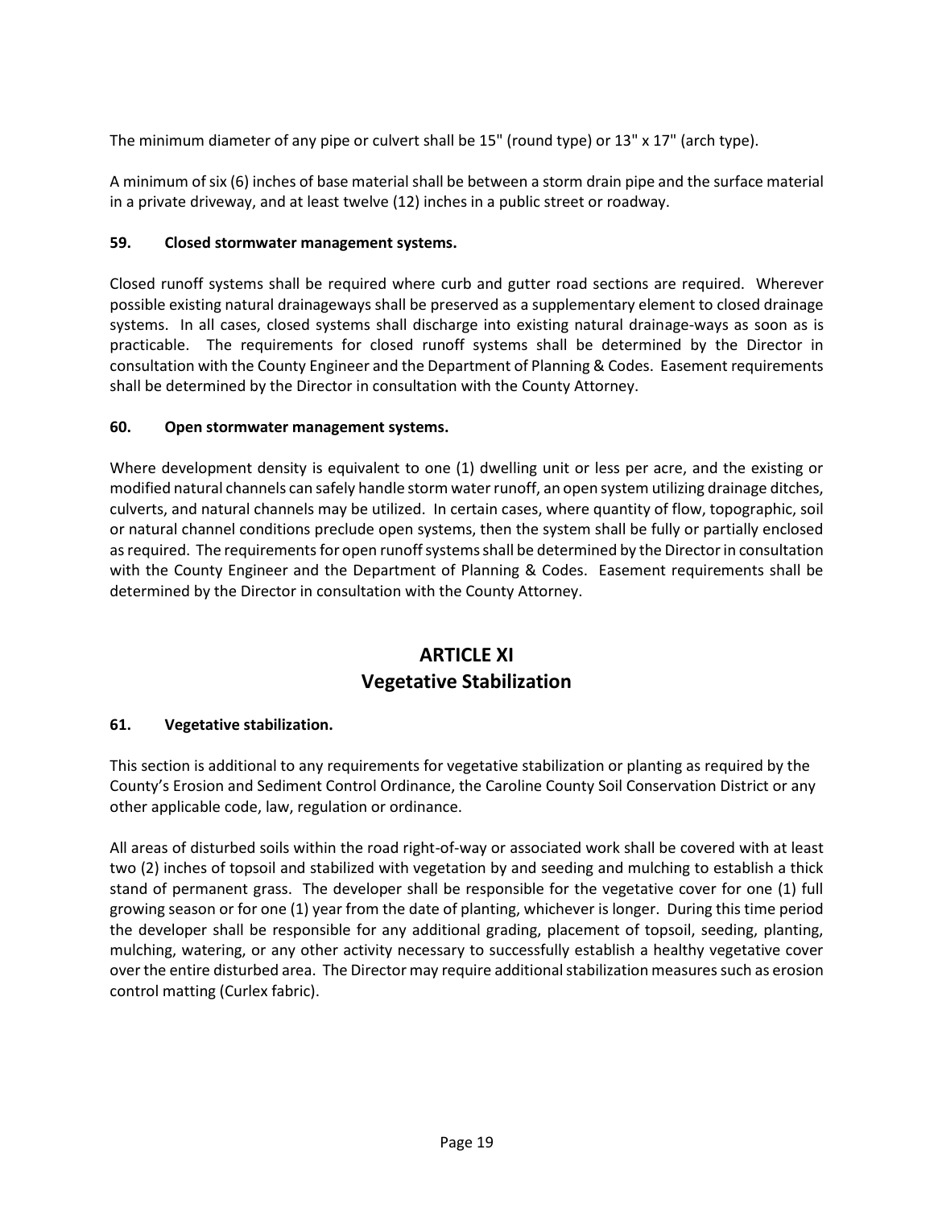The minimum diameter of any pipe or culvert shall be 15" (round type) or 13" x 17" (arch type).

A minimum of six (6) inches of base material shall be between a storm drain pipe and the surface material in a private driveway, and at least twelve (12) inches in a public street or roadway.

**59. Closed stormwater management systems.**

Closed runoff systems shall be required where curb and gutter road sections are required. Wherever possible existing natural drainageways shall be preserved as a supplementary element to closed drainage systems. In all cases, closed systems shall discharge into existing natural drainage-ways as soon as is practicable. The requirements for closed runoff systems shall be determined by the Director in consultation with the County Engineer and the Department of Planning & Codes. Easement requirements shall be determined by the Director in consultation with the County Attorney.

**60. Open stormwater management systems.**

Where development density is equivalent to one (1) dwelling unit or less per acre, and the existing or modified natural channels can safely handle storm water runoff, an open system utilizing drainage ditches, culverts, and natural channels may be utilized. In certain cases, where quantity of flow, topographic, soil or natural channel conditions preclude open systems, then the system shall be fully or partially enclosed as required. The requirements for open runoff systems shall be determined by the Director in consultation with the County Engineer and the Department of Planning & Codes. Easement requirements shall be determined by the Director in consultation with the County Attorney.

## ARTICLE XI
## Vegetative Stabilization

**61. Vegetative stabilization.**

This section is additional to any requirements for vegetative stabilization or planting as required by the County's Erosion and Sediment Control Ordinance, the Caroline County Soil Conservation District or any other applicable code, law, regulation or ordinance.

All areas of disturbed soils within the road right-of-way or associated work shall be covered with at least two (2) inches of topsoil and stabilized with vegetation by and seeding and mulching to establish a thick stand of permanent grass. The developer shall be responsible for the vegetative cover for one (1) full growing season or for one (1) year from the date of planting, whichever is longer. During this time period the developer shall be responsible for any additional grading, placement of topsoil, seeding, planting, mulching, watering, or any other activity necessary to successfully establish a healthy vegetative cover over the entire disturbed area. The Director may require additional stabilization measures such as erosion control matting (Curlex fabric).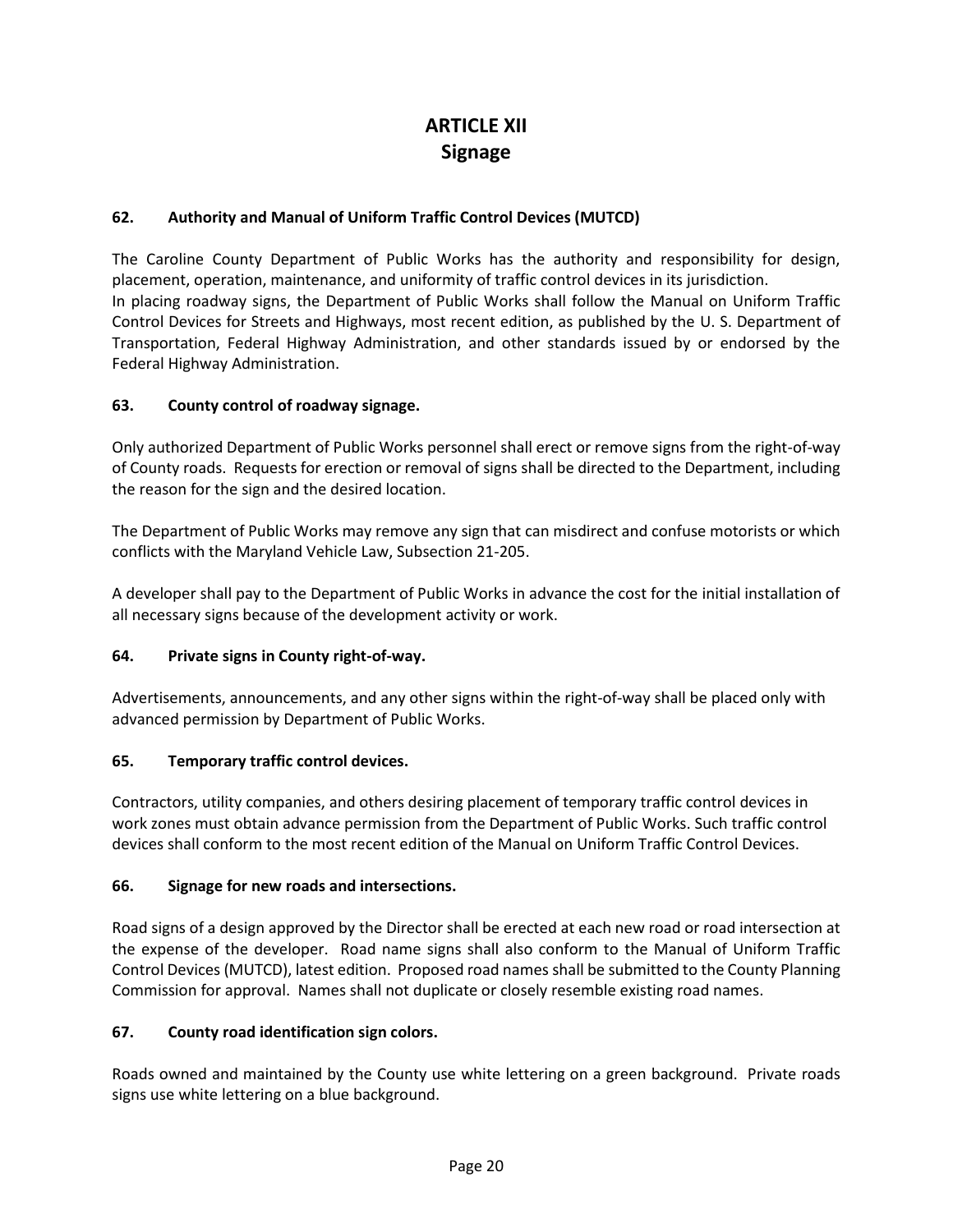# ARTICLE XII
# Signage

### 62. Authority and Manual of Uniform Traffic Control Devices (MUTCD)

The Caroline County Department of Public Works has the authority and responsibility for design, placement, operation, maintenance, and uniformity of traffic control devices in its jurisdiction.
In placing roadway signs, the Department of Public Works shall follow the Manual on Uniform Traffic Control Devices for Streets and Highways, most recent edition, as published by the U. S. Department of Transportation, Federal Highway Administration, and other standards issued by or endorsed by the Federal Highway Administration.

### 63. County control of roadway signage.

Only authorized Department of Public Works personnel shall erect or remove signs from the right-of-way of County roads. Requests for erection or removal of signs shall be directed to the Department, including the reason for the sign and the desired location.

The Department of Public Works may remove any sign that can misdirect and confuse motorists or which conflicts with the Maryland Vehicle Law, Subsection 21-205.

A developer shall pay to the Department of Public Works in advance the cost for the initial installation of all necessary signs because of the development activity or work.

### 64. Private signs in County right-of-way.

Advertisements, announcements, and any other signs within the right-of-way shall be placed only with advanced permission by Department of Public Works.

### 65. Temporary traffic control devices.

Contractors, utility companies, and others desiring placement of temporary traffic control devices in work zones must obtain advance permission from the Department of Public Works. Such traffic control devices shall conform to the most recent edition of the Manual on Uniform Traffic Control Devices.

### 66. Signage for new roads and intersections.

Road signs of a design approved by the Director shall be erected at each new road or road intersection at the expense of the developer. Road name signs shall also conform to the Manual of Uniform Traffic Control Devices (MUTCD), latest edition. Proposed road names shall be submitted to the County Planning Commission for approval. Names shall not duplicate or closely resemble existing road names.

### 67. County road identification sign colors.

Roads owned and maintained by the County use white lettering on a green background. Private roads signs use white lettering on a blue background.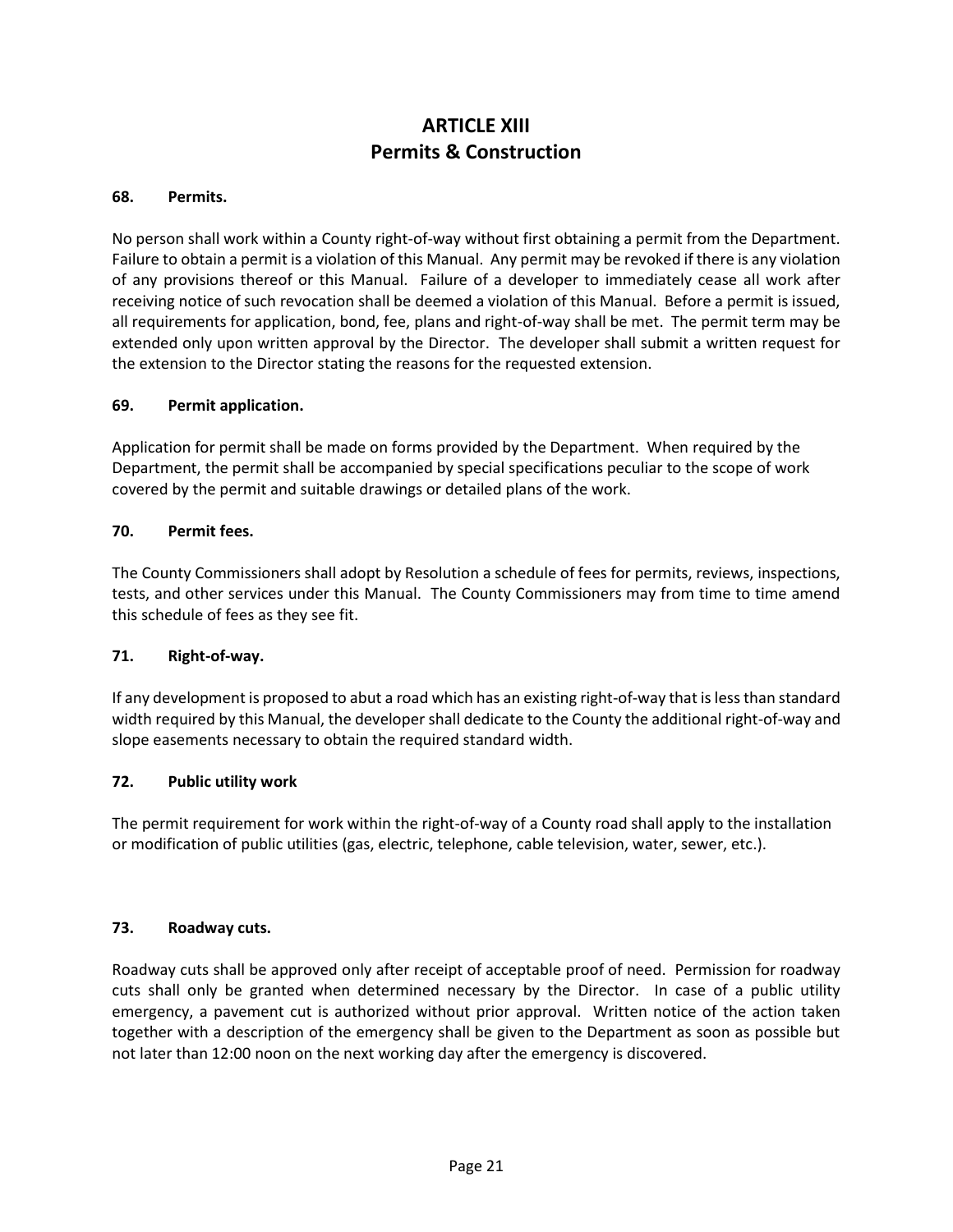# ARTICLE XIII
# Permits & Construction

### 68. Permits.

No person shall work within a County right-of-way without first obtaining a permit from the Department. Failure to obtain a permit is a violation of this Manual. Any permit may be revoked if there is any violation of any provisions thereof or this Manual. Failure of a developer to immediately cease all work after receiving notice of such revocation shall be deemed a violation of this Manual. Before a permit is issued, all requirements for application, bond, fee, plans and right-of-way shall be met. The permit term may be extended only upon written approval by the Director. The developer shall submit a written request for the extension to the Director stating the reasons for the requested extension.

### 69. Permit application.

Application for permit shall be made on forms provided by the Department. When required by the Department, the permit shall be accompanied by special specifications peculiar to the scope of work covered by the permit and suitable drawings or detailed plans of the work.

### 70. Permit fees.

The County Commissioners shall adopt by Resolution a schedule of fees for permits, reviews, inspections, tests, and other services under this Manual. The County Commissioners may from time to time amend this schedule of fees as they see fit.

### 71. Right-of-way.

If any development is proposed to abut a road which has an existing right-of-way that is less than standard width required by this Manual, the developer shall dedicate to the County the additional right-of-way and slope easements necessary to obtain the required standard width.

### 72. Public utility work

The permit requirement for work within the right-of-way of a County road shall apply to the installation or modification of public utilities (gas, electric, telephone, cable television, water, sewer, etc.).

### 73. Roadway cuts.

Roadway cuts shall be approved only after receipt of acceptable proof of need. Permission for roadway cuts shall only be granted when determined necessary by the Director. In case of a public utility emergency, a pavement cut is authorized without prior approval. Written notice of the action taken together with a description of the emergency shall be given to the Department as soon as possible but not later than 12:00 noon on the next working day after the emergency is discovered.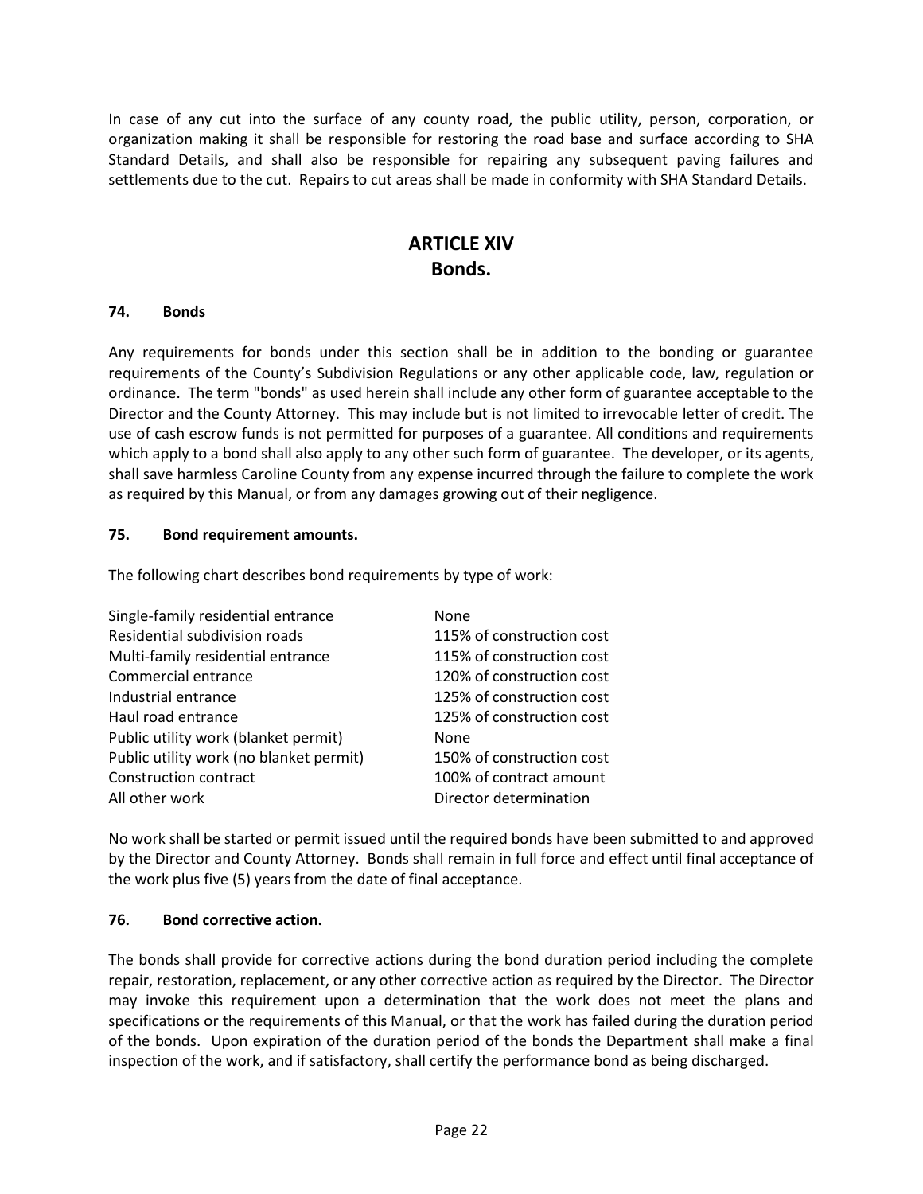In case of any cut into the surface of any county road, the public utility, person, corporation, or organization making it shall be responsible for restoring the road base and surface according to SHA Standard Details, and shall also be responsible for repairing any subsequent paving failures and settlements due to the cut. Repairs to cut areas shall be made in conformity with SHA Standard Details.

# ARTICLE XIV
# Bonds.

### 74. Bonds

Any requirements for bonds under this section shall be in addition to the bonding or guarantee requirements of the County's Subdivision Regulations or any other applicable code, law, regulation or ordinance. The term "bonds" as used herein shall include any other form of guarantee acceptable to the Director and the County Attorney. This may include but is not limited to irrevocable letter of credit. The use of cash escrow funds is not permitted for purposes of a guarantee. All conditions and requirements which apply to a bond shall also apply to any other such form of guarantee. The developer, or its agents, shall save harmless Caroline County from any expense incurred through the failure to complete the work as required by this Manual, or from any damages growing out of their negligence.

### 75. Bond requirement amounts.

The following chart describes bond requirements by type of work:

| Type of work | Bond requirement |
|---|---|
| Single-family residential entrance | None |
| Residential subdivision roads | 115% of construction cost |
| Multi-family residential entrance | 115% of construction cost |
| Commercial entrance | 120% of construction cost |
| Industrial entrance | 125% of construction cost |
| Haul road entrance | 125% of construction cost |
| Public utility work (blanket permit) | None |
| Public utility work (no blanket permit) | 150% of construction cost |
| Construction contract | 100% of contract amount |
| All other work | Director determination |

No work shall be started or permit issued until the required bonds have been submitted to and approved by the Director and County Attorney. Bonds shall remain in full force and effect until final acceptance of the work plus five (5) years from the date of final acceptance.

### 76. Bond corrective action.

The bonds shall provide for corrective actions during the bond duration period including the complete repair, restoration, replacement, or any other corrective action as required by the Director. The Director may invoke this requirement upon a determination that the work does not meet the plans and specifications or the requirements of this Manual, or that the work has failed during the duration period of the bonds. Upon expiration of the duration period of the bonds the Department shall make a final inspection of the work, and if satisfactory, shall certify the performance bond as being discharged.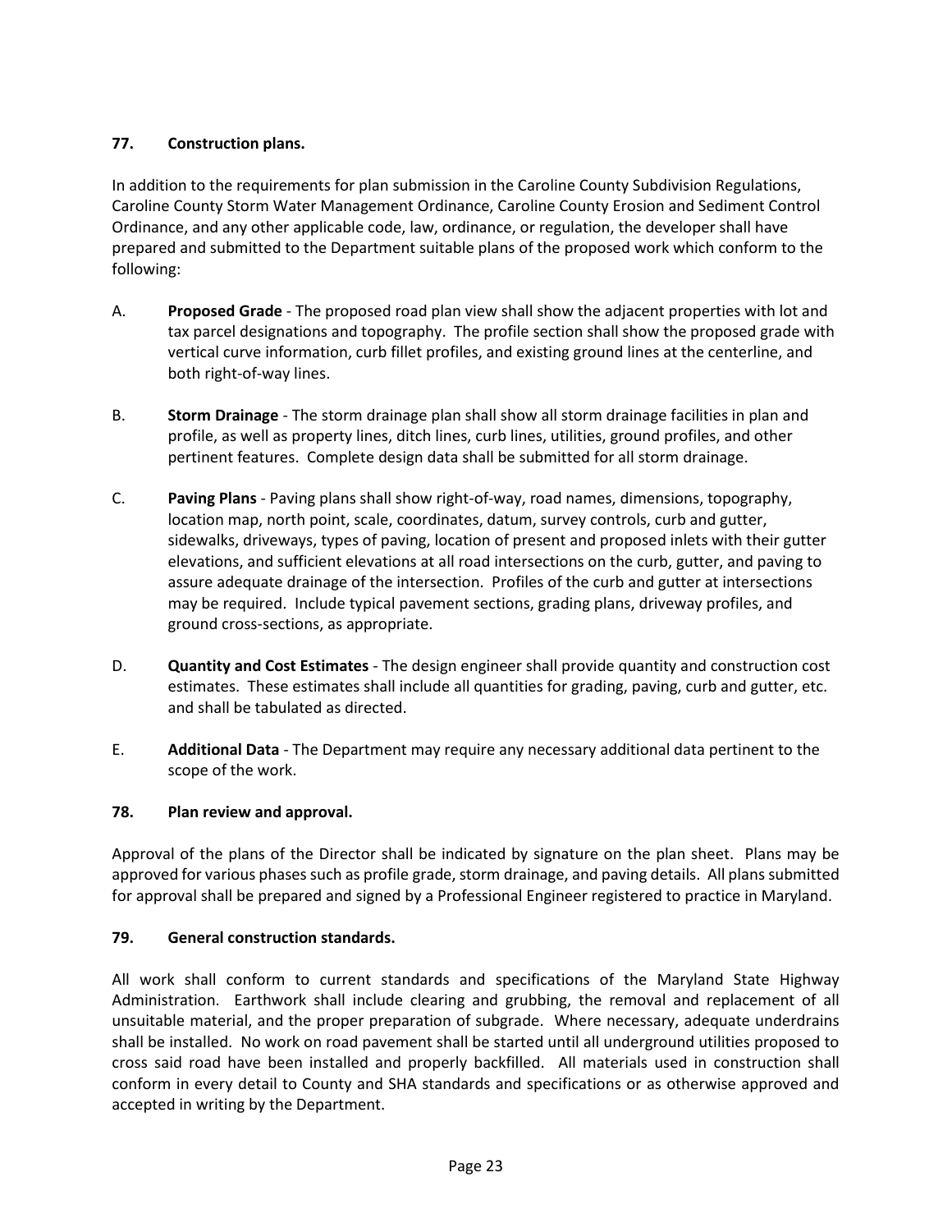### 77. Construction plans.

In addition to the requirements for plan submission in the Caroline County Subdivision Regulations, Caroline County Storm Water Management Ordinance, Caroline County Erosion and Sediment Control Ordinance, and any other applicable code, law, ordinance, or regulation, the developer shall have prepared and submitted to the Department suitable plans of the proposed work which conform to the following:

A. **Proposed Grade** - The proposed road plan view shall show the adjacent properties with lot and tax parcel designations and topography. The profile section shall show the proposed grade with vertical curve information, curb fillet profiles, and existing ground lines at the centerline, and both right-of-way lines.

B. **Storm Drainage** - The storm drainage plan shall show all storm drainage facilities in plan and profile, as well as property lines, ditch lines, curb lines, utilities, ground profiles, and other pertinent features. Complete design data shall be submitted for all storm drainage.

C. **Paving Plans** - Paving plans shall show right-of-way, road names, dimensions, topography, location map, north point, scale, coordinates, datum, survey controls, curb and gutter, sidewalks, driveways, types of paving, location of present and proposed inlets with their gutter elevations, and sufficient elevations at all road intersections on the curb, gutter, and paving to assure adequate drainage of the intersection. Profiles of the curb and gutter at intersections may be required. Include typical pavement sections, grading plans, driveway profiles, and ground cross-sections, as appropriate.

D. **Quantity and Cost Estimates** - The design engineer shall provide quantity and construction cost estimates. These estimates shall include all quantities for grading, paving, curb and gutter, etc. and shall be tabulated as directed.

E. **Additional Data** - The Department may require any necessary additional data pertinent to the scope of the work.

### 78. Plan review and approval.

Approval of the plans of the Director shall be indicated by signature on the plan sheet. Plans may be approved for various phases such as profile grade, storm drainage, and paving details. All plans submitted for approval shall be prepared and signed by a Professional Engineer registered to practice in Maryland.

### 79. General construction standards.

All work shall conform to current standards and specifications of the Maryland State Highway Administration. Earthwork shall include clearing and grubbing, the removal and replacement of all unsuitable material, and the proper preparation of subgrade. Where necessary, adequate underdrains shall be installed. No work on road pavement shall be started until all underground utilities proposed to cross said road have been installed and properly backfilled. All materials used in construction shall conform in every detail to County and SHA standards and specifications or as otherwise approved and accepted in writing by the Department.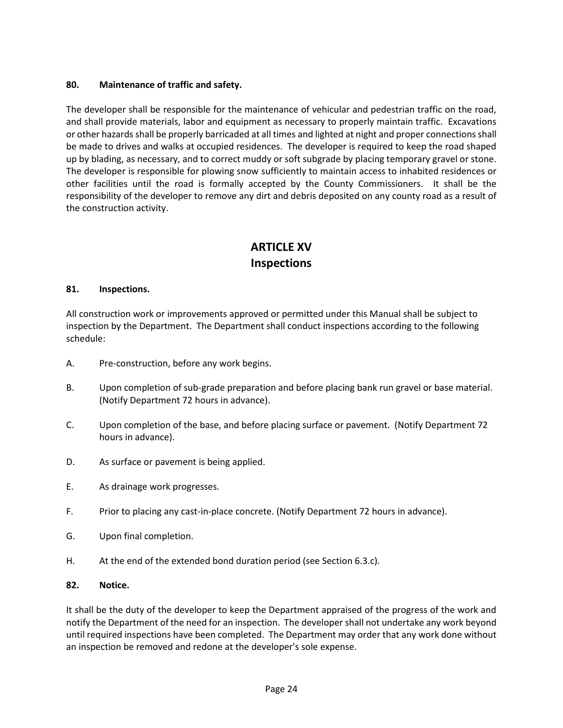**80. Maintenance of traffic and safety.**

The developer shall be responsible for the maintenance of vehicular and pedestrian traffic on the road, and shall provide materials, labor and equipment as necessary to properly maintain traffic. Excavations or other hazards shall be properly barricaded at all times and lighted at night and proper connections shall be made to drives and walks at occupied residences. The developer is required to keep the road shaped up by blading, as necessary, and to correct muddy or soft subgrade by placing temporary gravel or stone. The developer is responsible for plowing snow sufficiently to maintain access to inhabited residences or other facilities until the road is formally accepted by the County Commissioners. It shall be the responsibility of the developer to remove any dirt and debris deposited on any county road as a result of the construction activity.

## ARTICLE XV
## Inspections

**81. Inspections.**

All construction work or improvements approved or permitted under this Manual shall be subject to inspection by the Department. The Department shall conduct inspections according to the following schedule:

A. Pre-construction, before any work begins.

B. Upon completion of sub-grade preparation and before placing bank run gravel or base material. (Notify Department 72 hours in advance).

C. Upon completion of the base, and before placing surface or pavement. (Notify Department 72 hours in advance).

D. As surface or pavement is being applied.

E. As drainage work progresses.

F. Prior to placing any cast-in-place concrete. (Notify Department 72 hours in advance).

G. Upon final completion.

H. At the end of the extended bond duration period (see Section 6.3.c).

**82. Notice.**

It shall be the duty of the developer to keep the Department appraised of the progress of the work and notify the Department of the need for an inspection. The developer shall not undertake any work beyond until required inspections have been completed. The Department may order that any work done without an inspection be removed and redone at the developer's sole expense.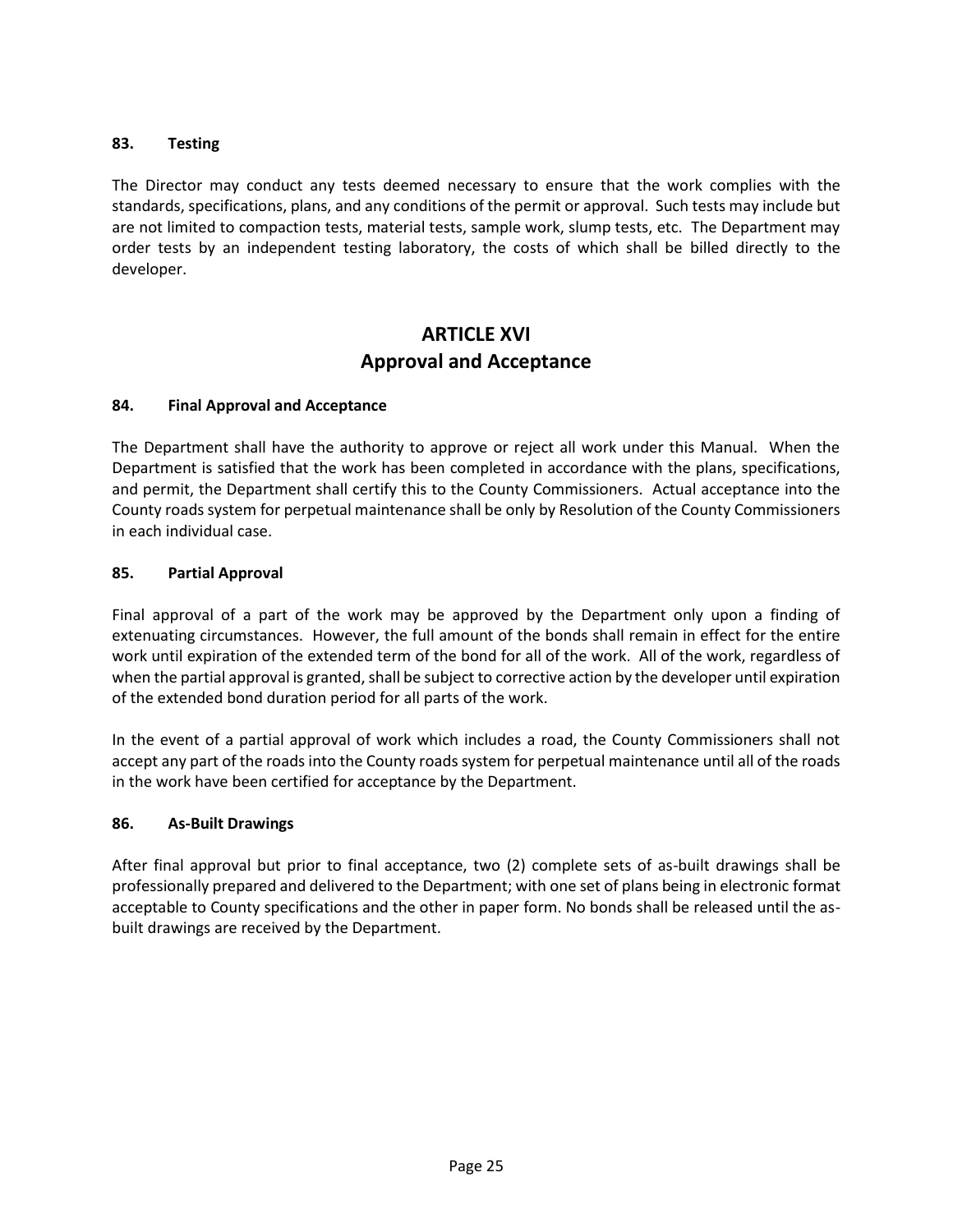**83. Testing**

The Director may conduct any tests deemed necessary to ensure that the work complies with the standards, specifications, plans, and any conditions of the permit or approval. Such tests may include but are not limited to compaction tests, material tests, sample work, slump tests, etc. The Department may order tests by an independent testing laboratory, the costs of which shall be billed directly to the developer.

# ARTICLE XVI
# Approval and Acceptance

**84. Final Approval and Acceptance**

The Department shall have the authority to approve or reject all work under this Manual. When the Department is satisfied that the work has been completed in accordance with the plans, specifications, and permit, the Department shall certify this to the County Commissioners. Actual acceptance into the County roads system for perpetual maintenance shall be only by Resolution of the County Commissioners in each individual case.

**85. Partial Approval**

Final approval of a part of the work may be approved by the Department only upon a finding of extenuating circumstances. However, the full amount of the bonds shall remain in effect for the entire work until expiration of the extended term of the bond for all of the work. All of the work, regardless of when the partial approval is granted, shall be subject to corrective action by the developer until expiration of the extended bond duration period for all parts of the work.

In the event of a partial approval of work which includes a road, the County Commissioners shall not accept any part of the roads into the County roads system for perpetual maintenance until all of the roads in the work have been certified for acceptance by the Department.

**86. As-Built Drawings**

After final approval but prior to final acceptance, two (2) complete sets of as-built drawings shall be professionally prepared and delivered to the Department; with one set of plans being in electronic format acceptable to County specifications and the other in paper form. No bonds shall be released until the as-built drawings are received by the Department.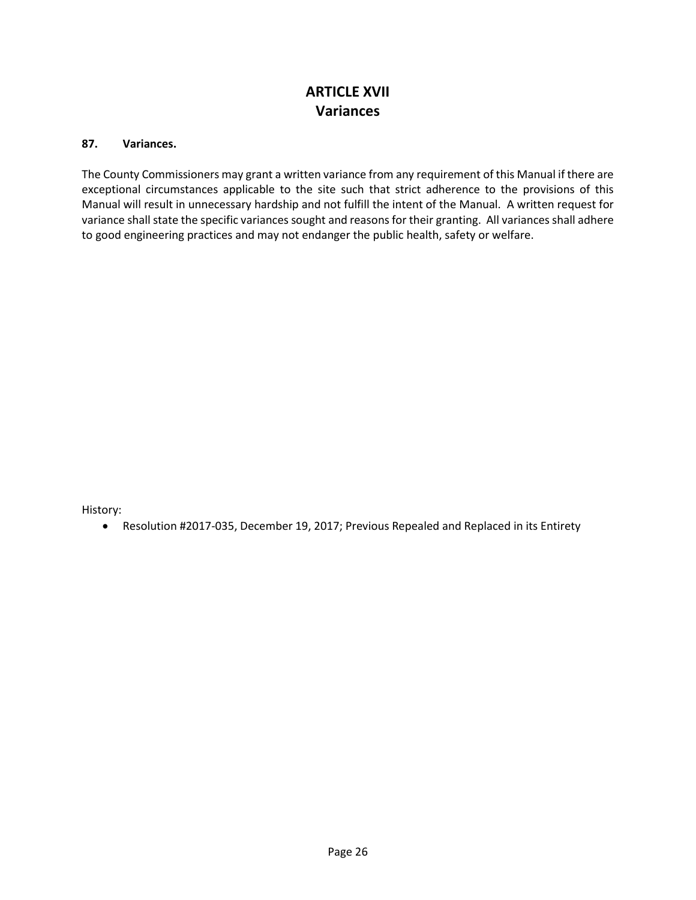# ARTICLE XVII
# Variances

**87. Variances.**

The County Commissioners may grant a written variance from any requirement of this Manual if there are exceptional circumstances applicable to the site such that strict adherence to the provisions of this Manual will result in unnecessary hardship and not fulfill the intent of the Manual. A written request for variance shall state the specific variances sought and reasons for their granting. All variances shall adhere to good engineering practices and may not endanger the public health, safety or welfare.

History:

- Resolution #2017-035, December 19, 2017; Previous Repealed and Replaced in its Entirety